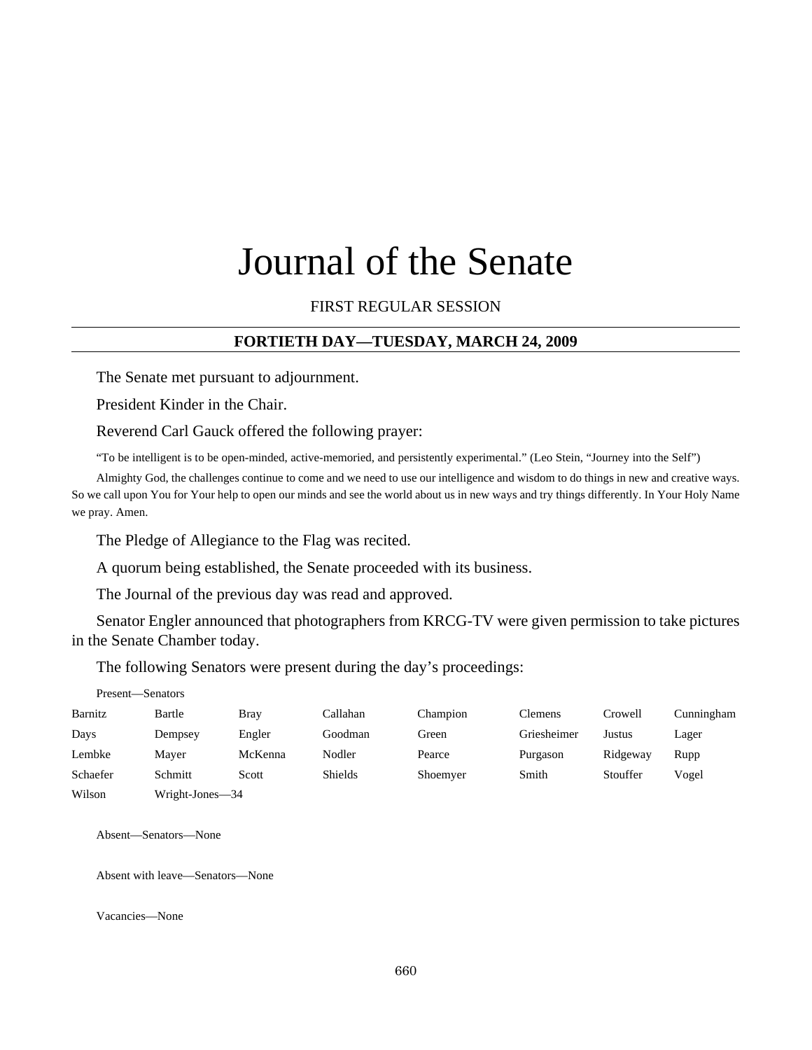# Journal of the Senate

FIRST REGULAR SESSION

**FORTIETH DAY—TUESDAY, MARCH 24, 2009**

The Senate met pursuant to adjournment.

President Kinder in the Chair.

Reverend Carl Gauck offered the following prayer:

"To be intelligent is to be open-minded, active-memoried, and persistently experimental." (Leo Stein, "Journey into the Self")

Almighty God, the challenges continue to come and we need to use our intelligence and wisdom to do things in new and creative ways. So we call upon You for Your help to open our minds and see the world about us in new ways and try things differently. In Your Holy Name we pray. Amen.

The Pledge of Allegiance to the Flag was recited.

A quorum being established, the Senate proceeded with its business.

The Journal of the previous day was read and approved.

Senator Engler announced that photographers from KRCG-TV were given permission to take pictures in the Senate Chamber today.

The following Senators were present during the day's proceedings:

Present—Senators

| | | | | | | | |
|---|---|---|---|---|---|---|---|
| Barnitz | Bartle | Bray | Callahan | Champion | Clemens | Crowell | Cunningham |
| Days | Dempsey | Engler | Goodman | Green | Griesheimer | Justus | Lager |
| Lembke | Mayer | McKenna | Nodler | Pearce | Purgason | Ridgeway | Rupp |
| Schaefer | Schmitt | Scott | Shields | Shoemyer | Smith | Stouffer | Vogel |
| Wilson | Wright-Jones—34 | | | | | | |

Absent—Senators—None

Absent with leave—Senators—None

Vacancies—None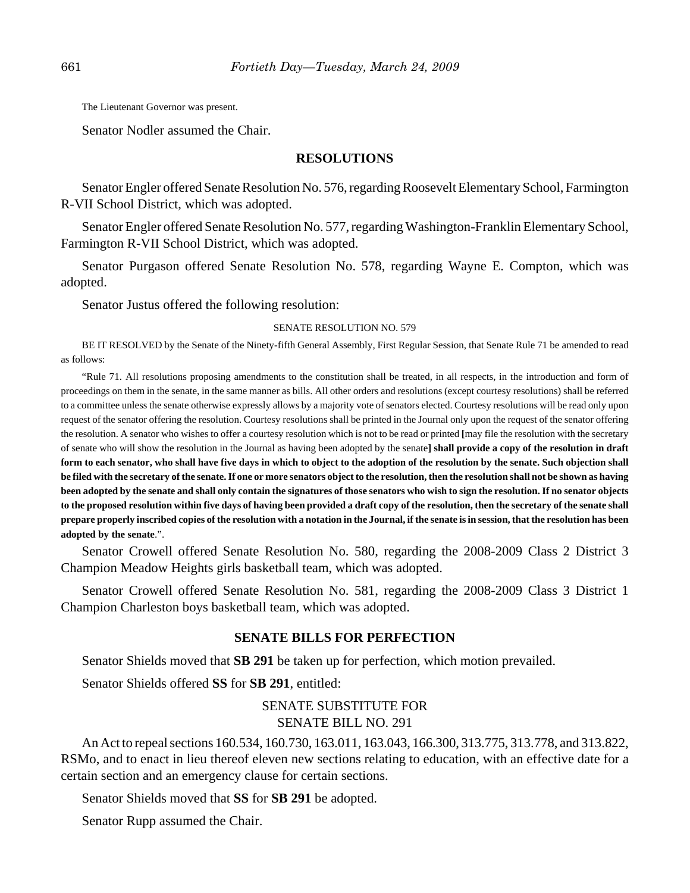The Lieutenant Governor was present.

Senator Nodler assumed the Chair.

## RESOLUTIONS

Senator Engler offered Senate Resolution No. 576, regarding Roosevelt Elementary School, Farmington R-VII School District, which was adopted.

Senator Engler offered Senate Resolution No. 577, regarding Washington-Franklin Elementary School, Farmington R-VII School District, which was adopted.

Senator Purgason offered Senate Resolution No. 578, regarding Wayne E. Compton, which was adopted.

Senator Justus offered the following resolution:

SENATE RESOLUTION NO. 579

BE IT RESOLVED by the Senate of the Ninety-fifth General Assembly, First Regular Session, that Senate Rule 71 be amended to read as follows:

"Rule 71. All resolutions proposing amendments to the constitution shall be treated, in all respects, in the introduction and form of proceedings on them in the senate, in the same manner as bills. All other orders and resolutions (except courtesy resolutions) shall be referred to a committee unless the senate otherwise expressly allows by a majority vote of senators elected. Courtesy resolutions will be read only upon request of the senator offering the resolution. Courtesy resolutions shall be printed in the Journal only upon the request of the senator offering the resolution. A senator who wishes to offer a courtesy resolution which is not to be read or printed **[**may file the resolution with the secretary of senate who will show the resolution in the Journal as having been adopted by the senate**] shall provide a copy of the resolution in draft form to each senator, who shall have five days in which to object to the adoption of the resolution by the senate. Such objection shall be filed with the secretary of the senate. If one or more senators object to the resolution, then the resolution shall not be shown as having been adopted by the senate and shall only contain the signatures of those senators who wish to sign the resolution. If no senator objects to the proposed resolution within five days of having been provided a draft copy of the resolution, then the secretary of the senate shall prepare properly inscribed copies of the resolution with a notation in the Journal, if the senate is in session, that the resolution has been adopted by the senate**.".

Senator Crowell offered Senate Resolution No. 580, regarding the 2008-2009 Class 2 District 3 Champion Meadow Heights girls basketball team, which was adopted.

Senator Crowell offered Senate Resolution No. 581, regarding the 2008-2009 Class 3 District 1 Champion Charleston boys basketball team, which was adopted.

## SENATE BILLS FOR PERFECTION

Senator Shields moved that **SB 291** be taken up for perfection, which motion prevailed.

Senator Shields offered **SS** for **SB 291**, entitled:

SENATE SUBSTITUTE FOR
SENATE BILL NO. 291

An Act to repeal sections 160.534, 160.730, 163.011, 163.043, 166.300, 313.775, 313.778, and 313.822, RSMo, and to enact in lieu thereof eleven new sections relating to education, with an effective date for a certain section and an emergency clause for certain sections.

Senator Shields moved that **SS** for **SB 291** be adopted.

Senator Rupp assumed the Chair.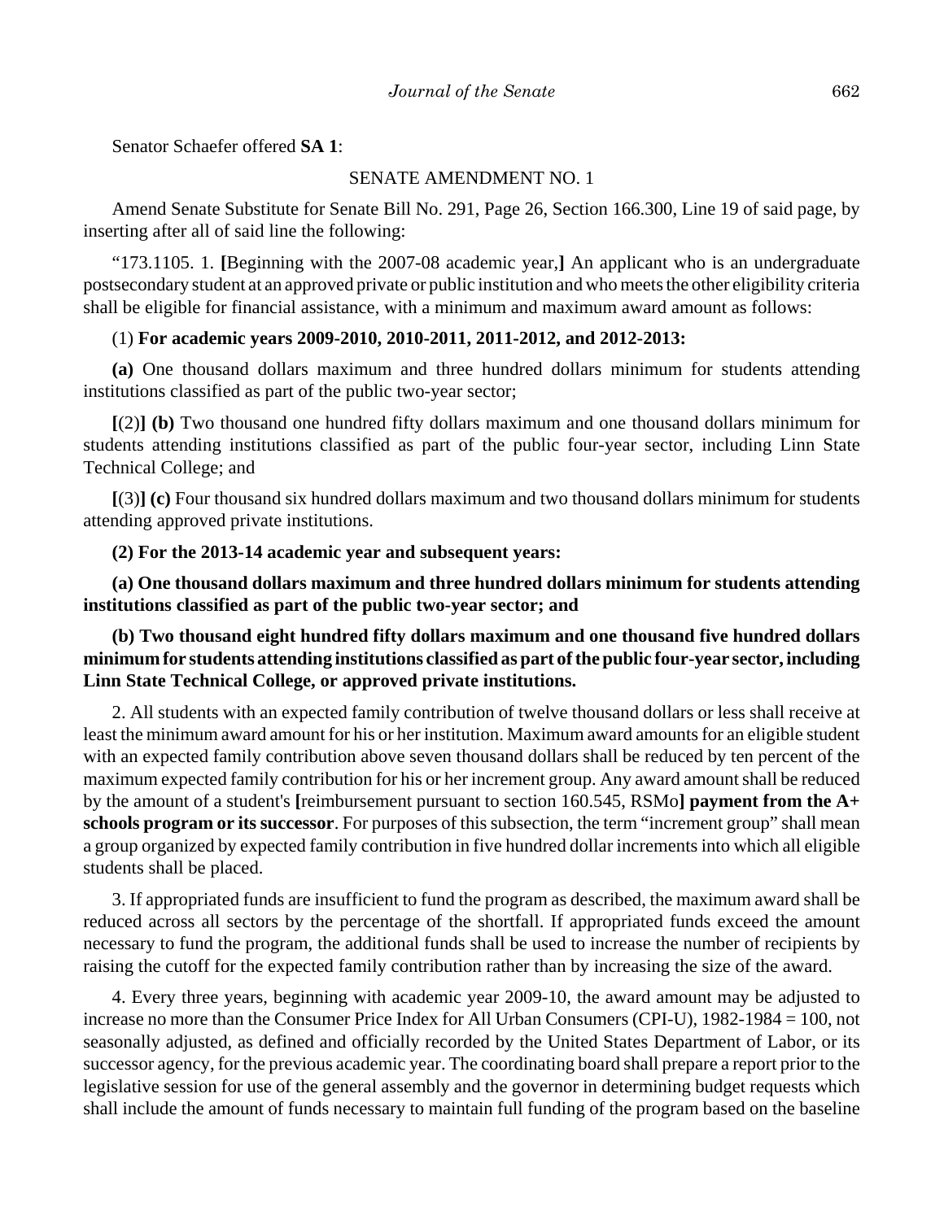Senator Schaefer offered **SA 1**:

SENATE AMENDMENT NO. 1

Amend Senate Substitute for Senate Bill No. 291, Page 26, Section 166.300, Line 19 of said page, by inserting after all of said line the following:

"173.1105. 1. **[**Beginning with the 2007-08 academic year,**]** An applicant who is an undergraduate postsecondary student at an approved private or public institution and who meets the other eligibility criteria shall be eligible for financial assistance, with a minimum and maximum award amount as follows:

(1) **For academic years 2009-2010, 2010-2011, 2011-2012, and 2012-2013:**

**(a)** One thousand dollars maximum and three hundred dollars minimum for students attending institutions classified as part of the public two-year sector;

**[**(2)**] (b)** Two thousand one hundred fifty dollars maximum and one thousand dollars minimum for students attending institutions classified as part of the public four-year sector, including Linn State Technical College; and

**[**(3)**] (c)** Four thousand six hundred dollars maximum and two thousand dollars minimum for students attending approved private institutions.

**(2) For the 2013-14 academic year and subsequent years:**

**(a) One thousand dollars maximum and three hundred dollars minimum for students attending institutions classified as part of the public two-year sector; and**

**(b) Two thousand eight hundred fifty dollars maximum and one thousand five hundred dollars minimum for students attending institutions classified as part of the public four-year sector, including Linn State Technical College, or approved private institutions.**

2. All students with an expected family contribution of twelve thousand dollars or less shall receive at least the minimum award amount for his or her institution. Maximum award amounts for an eligible student with an expected family contribution above seven thousand dollars shall be reduced by ten percent of the maximum expected family contribution for his or her increment group. Any award amount shall be reduced by the amount of a student's **[**reimbursement pursuant to section 160.545, RSMo**] payment from the A+ schools program or its successor**. For purposes of this subsection, the term "increment group" shall mean a group organized by expected family contribution in five hundred dollar increments into which all eligible students shall be placed.

3. If appropriated funds are insufficient to fund the program as described, the maximum award shall be reduced across all sectors by the percentage of the shortfall. If appropriated funds exceed the amount necessary to fund the program, the additional funds shall be used to increase the number of recipients by raising the cutoff for the expected family contribution rather than by increasing the size of the award.

4. Every three years, beginning with academic year 2009-10, the award amount may be adjusted to increase no more than the Consumer Price Index for All Urban Consumers (CPI-U), 1982-1984 = 100, not seasonally adjusted, as defined and officially recorded by the United States Department of Labor, or its successor agency, for the previous academic year. The coordinating board shall prepare a report prior to the legislative session for use of the general assembly and the governor in determining budget requests which shall include the amount of funds necessary to maintain full funding of the program based on the baseline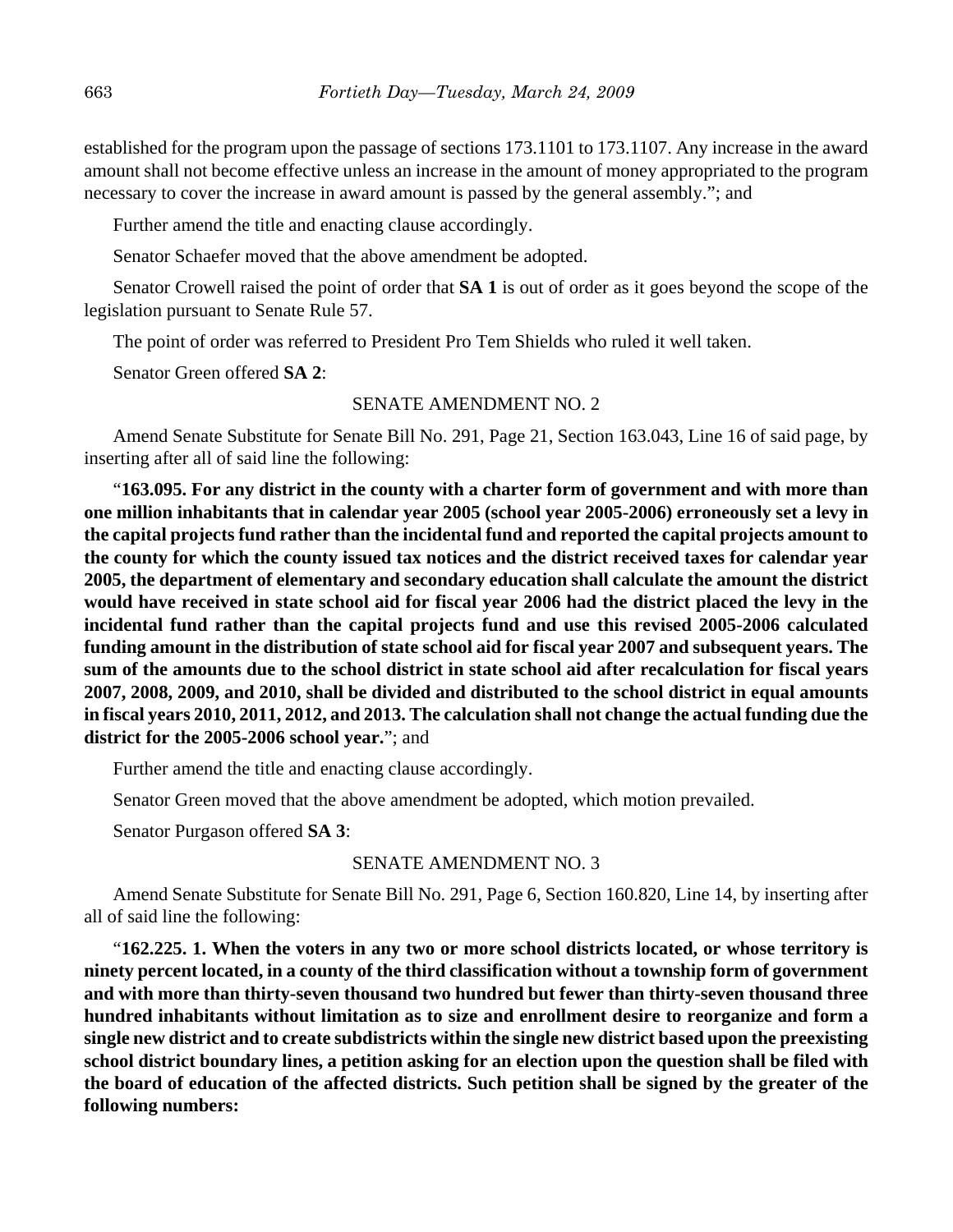established for the program upon the passage of sections 173.1101 to 173.1107. Any increase in the award amount shall not become effective unless an increase in the amount of money appropriated to the program necessary to cover the increase in award amount is passed by the general assembly."; and

Further amend the title and enacting clause accordingly.

Senator Schaefer moved that the above amendment be adopted.

Senator Crowell raised the point of order that **SA 1** is out of order as it goes beyond the scope of the legislation pursuant to Senate Rule 57.

The point of order was referred to President Pro Tem Shields who ruled it well taken.

Senator Green offered **SA 2**:

SENATE AMENDMENT NO. 2

Amend Senate Substitute for Senate Bill No. 291, Page 21, Section 163.043, Line 16 of said page, by inserting after all of said line the following:

"**163.095. For any district in the county with a charter form of government and with more than one million inhabitants that in calendar year 2005 (school year 2005-2006) erroneously set a levy in the capital projects fund rather than the incidental fund and reported the capital projects amount to the county for which the county issued tax notices and the district received taxes for calendar year 2005, the department of elementary and secondary education shall calculate the amount the district would have received in state school aid for fiscal year 2006 had the district placed the levy in the incidental fund rather than the capital projects fund and use this revised 2005-2006 calculated funding amount in the distribution of state school aid for fiscal year 2007 and subsequent years. The sum of the amounts due to the school district in state school aid after recalculation for fiscal years 2007, 2008, 2009, and 2010, shall be divided and distributed to the school district in equal amounts in fiscal years 2010, 2011, 2012, and 2013. The calculation shall not change the actual funding due the district for the 2005-2006 school year.**"; and

Further amend the title and enacting clause accordingly.

Senator Green moved that the above amendment be adopted, which motion prevailed.

Senator Purgason offered **SA 3**:

SENATE AMENDMENT NO. 3

Amend Senate Substitute for Senate Bill No. 291, Page 6, Section 160.820, Line 14, by inserting after all of said line the following:

"**162.225. 1. When the voters in any two or more school districts located, or whose territory is ninety percent located, in a county of the third classification without a township form of government and with more than thirty-seven thousand two hundred but fewer than thirty-seven thousand three hundred inhabitants without limitation as to size and enrollment desire to reorganize and form a single new district and to create subdistricts within the single new district based upon the preexisting school district boundary lines, a petition asking for an election upon the question shall be filed with the board of education of the affected districts. Such petition shall be signed by the greater of the following numbers:**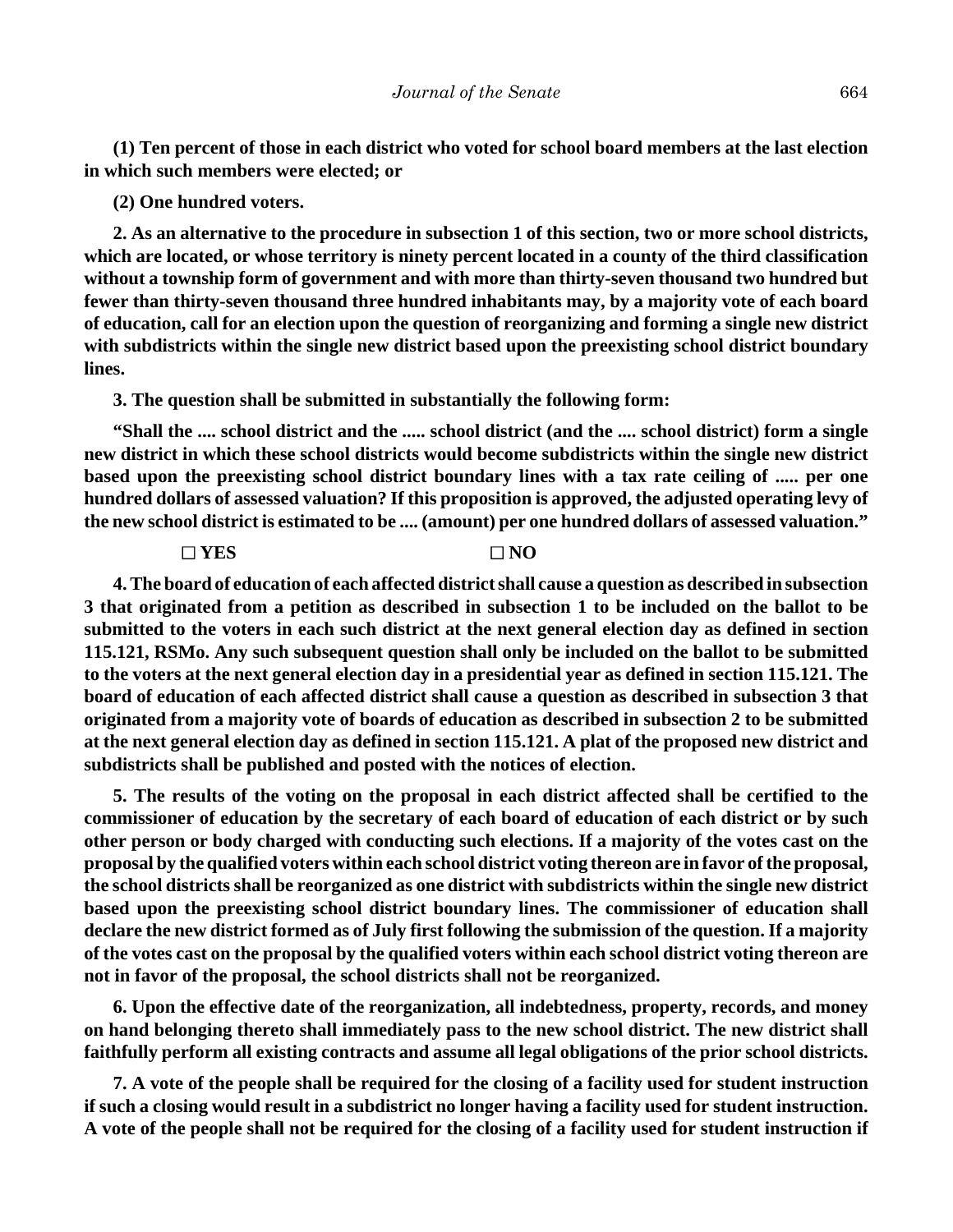**(1) Ten percent of those in each district who voted for school board members at the last election in which such members were elected; or**

**(2) One hundred voters.**

**2. As an alternative to the procedure in subsection 1 of this section, two or more school districts, which are located, or whose territory is ninety percent located in a county of the third classification without a township form of government and with more than thirty-seven thousand two hundred but fewer than thirty-seven thousand three hundred inhabitants may, by a majority vote of each board of education, call for an election upon the question of reorganizing and forming a single new district with subdistricts within the single new district based upon the preexisting school district boundary lines.**

**3. The question shall be submitted in substantially the following form:**

**"Shall the .... school district and the ..... school district (and the .... school district) form a single new district in which these school districts would become subdistricts within the single new district based upon the preexisting school district boundary lines with a tax rate ceiling of ..... per one hundred dollars of assessed valuation? If this proposition is approved, the adjusted operating levy of the new school district is estimated to be .... (amount) per one hundred dollars of assessed valuation."**

**☐ YES** **☐ NO**

**4. The board of education of each affected district shall cause a question as described in subsection 3 that originated from a petition as described in subsection 1 to be included on the ballot to be submitted to the voters in each such district at the next general election day as defined in section 115.121, RSMo. Any such subsequent question shall only be included on the ballot to be submitted to the voters at the next general election day in a presidential year as defined in section 115.121. The board of education of each affected district shall cause a question as described in subsection 3 that originated from a majority vote of boards of education as described in subsection 2 to be submitted at the next general election day as defined in section 115.121. A plat of the proposed new district and subdistricts shall be published and posted with the notices of election.**

**5. The results of the voting on the proposal in each district affected shall be certified to the commissioner of education by the secretary of each board of education of each district or by such other person or body charged with conducting such elections. If a majority of the votes cast on the proposal by the qualified voters within each school district voting thereon are in favor of the proposal, the school districts shall be reorganized as one district with subdistricts within the single new district based upon the preexisting school district boundary lines. The commissioner of education shall declare the new district formed as of July first following the submission of the question. If a majority of the votes cast on the proposal by the qualified voters within each school district voting thereon are not in favor of the proposal, the school districts shall not be reorganized.**

**6. Upon the effective date of the reorganization, all indebtedness, property, records, and money on hand belonging thereto shall immediately pass to the new school district. The new district shall faithfully perform all existing contracts and assume all legal obligations of the prior school districts.**

**7. A vote of the people shall be required for the closing of a facility used for student instruction if such a closing would result in a subdistrict no longer having a facility used for student instruction. A vote of the people shall not be required for the closing of a facility used for student instruction if**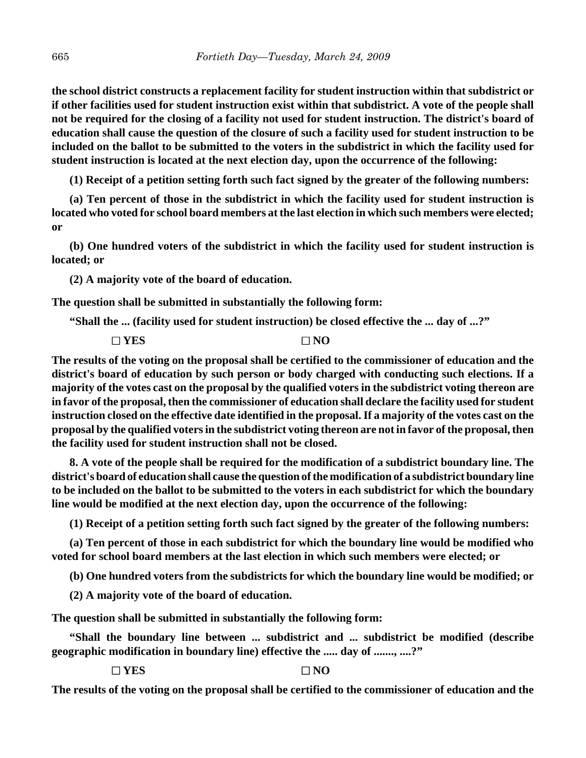**the school district constructs a replacement facility for student instruction within that subdistrict or if other facilities used for student instruction exist within that subdistrict. A vote of the people shall not be required for the closing of a facility not used for student instruction. The district's board of education shall cause the question of the closure of such a facility used for student instruction to be included on the ballot to be submitted to the voters in the subdistrict in which the facility used for student instruction is located at the next election day, upon the occurrence of the following:**

**(1) Receipt of a petition setting forth such fact signed by the greater of the following numbers:**

**(a) Ten percent of those in the subdistrict in which the facility used for student instruction is located who voted for school board members at the last election in which such members were elected; or**

**(b) One hundred voters of the subdistrict in which the facility used for student instruction is located; or**

**(2) A majority vote of the board of education.**

**The question shall be submitted in substantially the following form:**

**"Shall the ... (facility used for student instruction) be closed effective the ... day of ...?"**

**□ YES □ NO**

**The results of the voting on the proposal shall be certified to the commissioner of education and the district's board of education by such person or body charged with conducting such elections. If a majority of the votes cast on the proposal by the qualified voters in the subdistrict voting thereon are in favor of the proposal, then the commissioner of education shall declare the facility used for student instruction closed on the effective date identified in the proposal. If a majority of the votes cast on the proposal by the qualified voters in the subdistrict voting thereon are not in favor of the proposal, then the facility used for student instruction shall not be closed.**

**8. A vote of the people shall be required for the modification of a subdistrict boundary line. The district's board of education shall cause the question of the modification of a subdistrict boundary line to be included on the ballot to be submitted to the voters in each subdistrict for which the boundary line would be modified at the next election day, upon the occurrence of the following:**

**(1) Receipt of a petition setting forth such fact signed by the greater of the following numbers:**

**(a) Ten percent of those in each subdistrict for which the boundary line would be modified who voted for school board members at the last election in which such members were elected; or**

**(b) One hundred voters from the subdistricts for which the boundary line would be modified; or**

**(2) A majority vote of the board of education.**

**The question shall be submitted in substantially the following form:**

**"Shall the boundary line between ... subdistrict and ... subdistrict be modified (describe geographic modification in boundary line) effective the ..... day of ......., ....?"**

**□ YES □ NO**

**The results of the voting on the proposal shall be certified to the commissioner of education and the**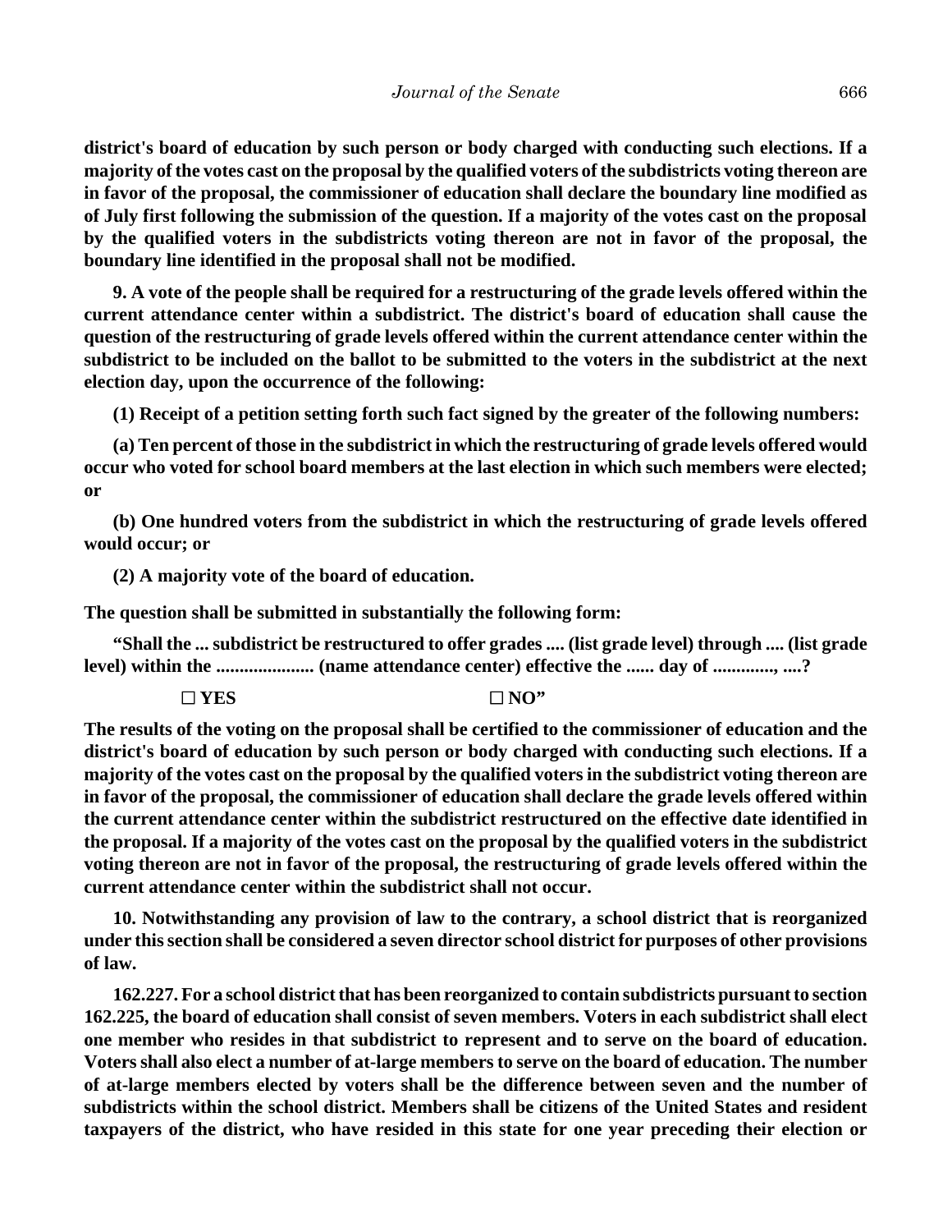**district's board of education by such person or body charged with conducting such elections. If a majority of the votes cast on the proposal by the qualified voters of the subdistricts voting thereon are in favor of the proposal, the commissioner of education shall declare the boundary line modified as of July first following the submission of the question. If a majority of the votes cast on the proposal by the qualified voters in the subdistricts voting thereon are not in favor of the proposal, the boundary line identified in the proposal shall not be modified.**

**9. A vote of the people shall be required for a restructuring of the grade levels offered within the current attendance center within a subdistrict. The district's board of education shall cause the question of the restructuring of grade levels offered within the current attendance center within the subdistrict to be included on the ballot to be submitted to the voters in the subdistrict at the next election day, upon the occurrence of the following:**

**(1) Receipt of a petition setting forth such fact signed by the greater of the following numbers:**

**(a) Ten percent of those in the subdistrict in which the restructuring of grade levels offered would occur who voted for school board members at the last election in which such members were elected; or**

**(b) One hundred voters from the subdistrict in which the restructuring of grade levels offered would occur; or**

**(2) A majority vote of the board of education.**

**The question shall be submitted in substantially the following form:**

**"Shall the ... subdistrict be restructured to offer grades .... (list grade level) through .... (list grade level) within the .................... (name attendance center) effective the ...... day of ............, ....?**

**☐ YES ☐ NO"**

**The results of the voting on the proposal shall be certified to the commissioner of education and the district's board of education by such person or body charged with conducting such elections. If a majority of the votes cast on the proposal by the qualified voters in the subdistrict voting thereon are in favor of the proposal, the commissioner of education shall declare the grade levels offered within the current attendance center within the subdistrict restructured on the effective date identified in the proposal. If a majority of the votes cast on the proposal by the qualified voters in the subdistrict voting thereon are not in favor of the proposal, the restructuring of grade levels offered within the current attendance center within the subdistrict shall not occur.**

**10. Notwithstanding any provision of law to the contrary, a school district that is reorganized under this section shall be considered a seven director school district for purposes of other provisions of law.**

**162.227. For a school district that has been reorganized to contain subdistricts pursuant to section 162.225, the board of education shall consist of seven members. Voters in each subdistrict shall elect one member who resides in that subdistrict to represent and to serve on the board of education. Voters shall also elect a number of at-large members to serve on the board of education. The number of at-large members elected by voters shall be the difference between seven and the number of subdistricts within the school district. Members shall be citizens of the United States and resident taxpayers of the district, who have resided in this state for one year preceding their election or**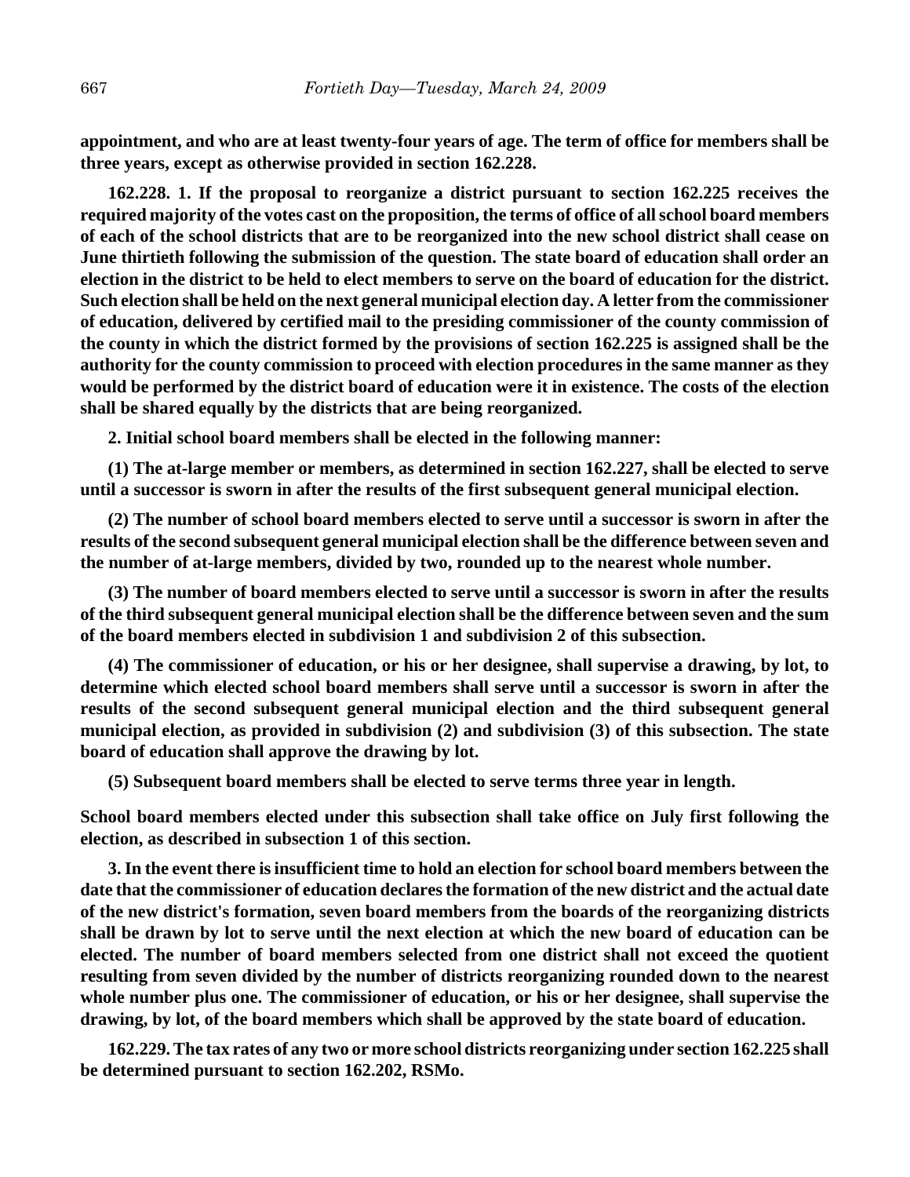**appointment, and who are at least twenty-four years of age. The term of office for members shall be three years, except as otherwise provided in section 162.228.**

**162.228. 1. If the proposal to reorganize a district pursuant to section 162.225 receives the required majority of the votes cast on the proposition, the terms of office of all school board members of each of the school districts that are to be reorganized into the new school district shall cease on June thirtieth following the submission of the question. The state board of education shall order an election in the district to be held to elect members to serve on the board of education for the district. Such election shall be held on the next general municipal election day. A letter from the commissioner of education, delivered by certified mail to the presiding commissioner of the county commission of the county in which the district formed by the provisions of section 162.225 is assigned shall be the authority for the county commission to proceed with election procedures in the same manner as they would be performed by the district board of education were it in existence. The costs of the election shall be shared equally by the districts that are being reorganized.**

**2. Initial school board members shall be elected in the following manner:**

**(1) The at-large member or members, as determined in section 162.227, shall be elected to serve until a successor is sworn in after the results of the first subsequent general municipal election.**

**(2) The number of school board members elected to serve until a successor is sworn in after the results of the second subsequent general municipal election shall be the difference between seven and the number of at-large members, divided by two, rounded up to the nearest whole number.**

**(3) The number of board members elected to serve until a successor is sworn in after the results of the third subsequent general municipal election shall be the difference between seven and the sum of the board members elected in subdivision 1 and subdivision 2 of this subsection.**

**(4) The commissioner of education, or his or her designee, shall supervise a drawing, by lot, to determine which elected school board members shall serve until a successor is sworn in after the results of the second subsequent general municipal election and the third subsequent general municipal election, as provided in subdivision (2) and subdivision (3) of this subsection. The state board of education shall approve the drawing by lot.**

**(5) Subsequent board members shall be elected to serve terms three year in length.**

**School board members elected under this subsection shall take office on July first following the election, as described in subsection 1 of this section.**

**3. In the event there is insufficient time to hold an election for school board members between the date that the commissioner of education declares the formation of the new district and the actual date of the new district's formation, seven board members from the boards of the reorganizing districts shall be drawn by lot to serve until the next election at which the new board of education can be elected. The number of board members selected from one district shall not exceed the quotient resulting from seven divided by the number of districts reorganizing rounded down to the nearest whole number plus one. The commissioner of education, or his or her designee, shall supervise the drawing, by lot, of the board members which shall be approved by the state board of education.**

**162.229. The tax rates of any two or more school districts reorganizing under section 162.225 shall be determined pursuant to section 162.202, RSMo.**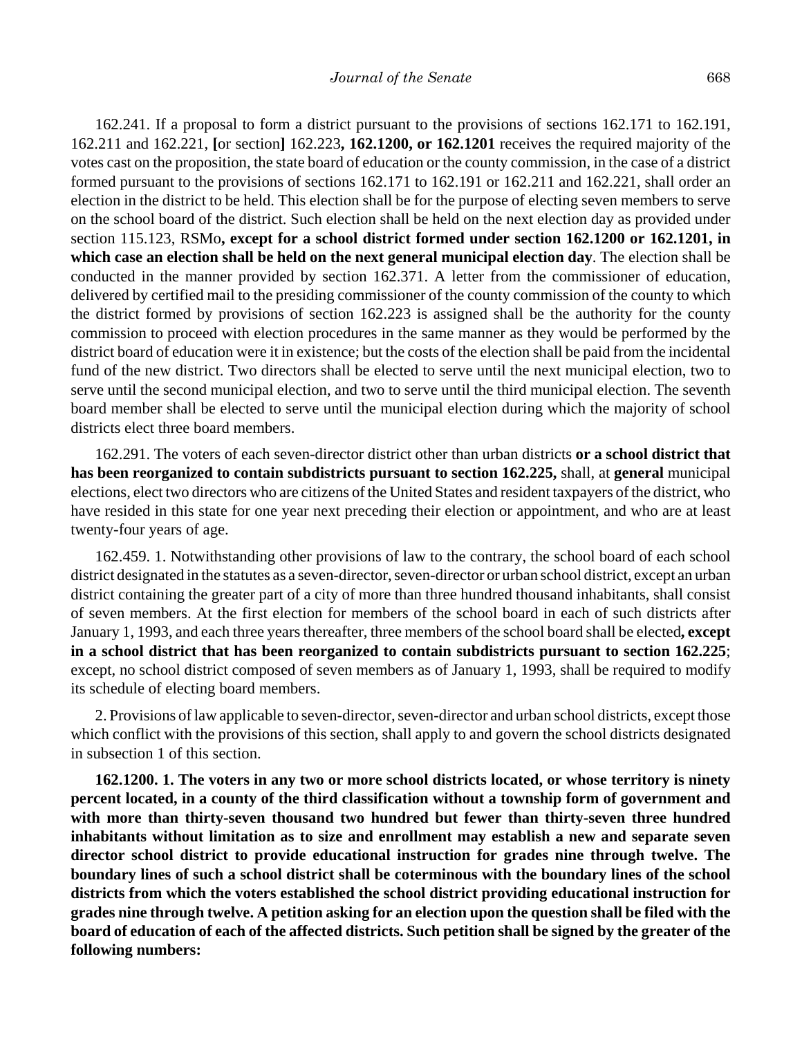162.241. If a proposal to form a district pursuant to the provisions of sections 162.171 to 162.191, 162.211 and 162.221, **[**or section**]** 162.223**, 162.1200, or 162.1201** receives the required majority of the votes cast on the proposition, the state board of education or the county commission, in the case of a district formed pursuant to the provisions of sections 162.171 to 162.191 or 162.211 and 162.221, shall order an election in the district to be held. This election shall be for the purpose of electing seven members to serve on the school board of the district. Such election shall be held on the next election day as provided under section 115.123, RSMo**, except for a school district formed under section 162.1200 or 162.1201, in which case an election shall be held on the next general municipal election day**. The election shall be conducted in the manner provided by section 162.371. A letter from the commissioner of education, delivered by certified mail to the presiding commissioner of the county commission of the county to which the district formed by provisions of section 162.223 is assigned shall be the authority for the county commission to proceed with election procedures in the same manner as they would be performed by the district board of education were it in existence; but the costs of the election shall be paid from the incidental fund of the new district. Two directors shall be elected to serve until the next municipal election, two to serve until the second municipal election, and two to serve until the third municipal election. The seventh board member shall be elected to serve until the municipal election during which the majority of school districts elect three board members.

162.291. The voters of each seven-director district other than urban districts **or a school district that has been reorganized to contain subdistricts pursuant to section 162.225,** shall, at **general** municipal elections, elect two directors who are citizens of the United States and resident taxpayers of the district, who have resided in this state for one year next preceding their election or appointment, and who are at least twenty-four years of age.

162.459. 1. Notwithstanding other provisions of law to the contrary, the school board of each school district designated in the statutes as a seven-director, seven-director or urban school district, except an urban district containing the greater part of a city of more than three hundred thousand inhabitants, shall consist of seven members. At the first election for members of the school board in each of such districts after January 1, 1993, and each three years thereafter, three members of the school board shall be elected**, except in a school district that has been reorganized to contain subdistricts pursuant to section 162.225**; except, no school district composed of seven members as of January 1, 1993, shall be required to modify its schedule of electing board members.

2. Provisions of law applicable to seven-director, seven-director and urban school districts, except those which conflict with the provisions of this section, shall apply to and govern the school districts designated in subsection 1 of this section.

**162.1200. 1. The voters in any two or more school districts located, or whose territory is ninety percent located, in a county of the third classification without a township form of government and with more than thirty-seven thousand two hundred but fewer than thirty-seven three hundred inhabitants without limitation as to size and enrollment may establish a new and separate seven director school district to provide educational instruction for grades nine through twelve. The boundary lines of such a school district shall be coterminous with the boundary lines of the school districts from which the voters established the school district providing educational instruction for grades nine through twelve. A petition asking for an election upon the question shall be filed with the board of education of each of the affected districts. Such petition shall be signed by the greater of the following numbers:**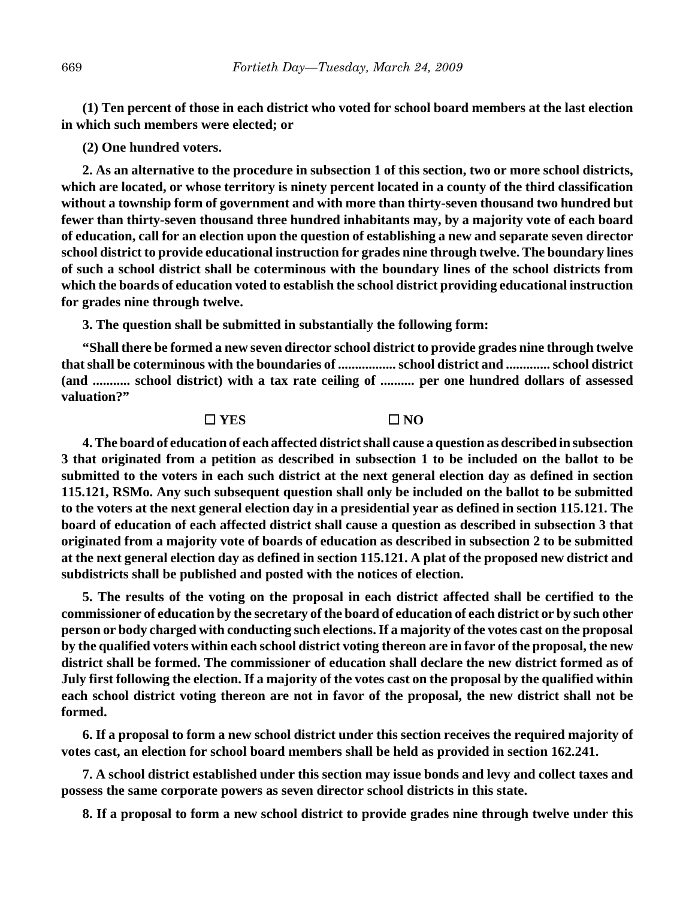**(1) Ten percent of those in each district who voted for school board members at the last election in which such members were elected; or**

**(2) One hundred voters.**

**2. As an alternative to the procedure in subsection 1 of this section, two or more school districts, which are located, or whose territory is ninety percent located in a county of the third classification without a township form of government and with more than thirty-seven thousand two hundred but fewer than thirty-seven thousand three hundred inhabitants may, by a majority vote of each board of education, call for an election upon the question of establishing a new and separate seven director school district to provide educational instruction for grades nine through twelve. The boundary lines of such a school district shall be coterminous with the boundary lines of the school districts from which the boards of education voted to establish the school district providing educational instruction for grades nine through twelve.**

**3. The question shall be submitted in substantially the following form:**

**"Shall there be formed a new seven director school district to provide grades nine through twelve that shall be coterminous with the boundaries of ................. school district and ............. school district (and ........... school district) with a tax rate ceiling of .......... per one hundred dollars of assessed valuation?"**

**☐ YES ☐ NO**

**4. The board of education of each affected district shall cause a question as described in subsection 3 that originated from a petition as described in subsection 1 to be included on the ballot to be submitted to the voters in each such district at the next general election day as defined in section 115.121, RSMo. Any such subsequent question shall only be included on the ballot to be submitted to the voters at the next general election day in a presidential year as defined in section 115.121. The board of education of each affected district shall cause a question as described in subsection 3 that originated from a majority vote of boards of education as described in subsection 2 to be submitted at the next general election day as defined in section 115.121. A plat of the proposed new district and subdistricts shall be published and posted with the notices of election.**

**5. The results of the voting on the proposal in each district affected shall be certified to the commissioner of education by the secretary of the board of education of each district or by such other person or body charged with conducting such elections. If a majority of the votes cast on the proposal by the qualified voters within each school district voting thereon are in favor of the proposal, the new district shall be formed. The commissioner of education shall declare the new district formed as of July first following the election. If a majority of the votes cast on the proposal by the qualified within each school district voting thereon are not in favor of the proposal, the new district shall not be formed.**

**6. If a proposal to form a new school district under this section receives the required majority of votes cast, an election for school board members shall be held as provided in section 162.241.**

**7. A school district established under this section may issue bonds and levy and collect taxes and possess the same corporate powers as seven director school districts in this state.**

**8. If a proposal to form a new school district to provide grades nine through twelve under this**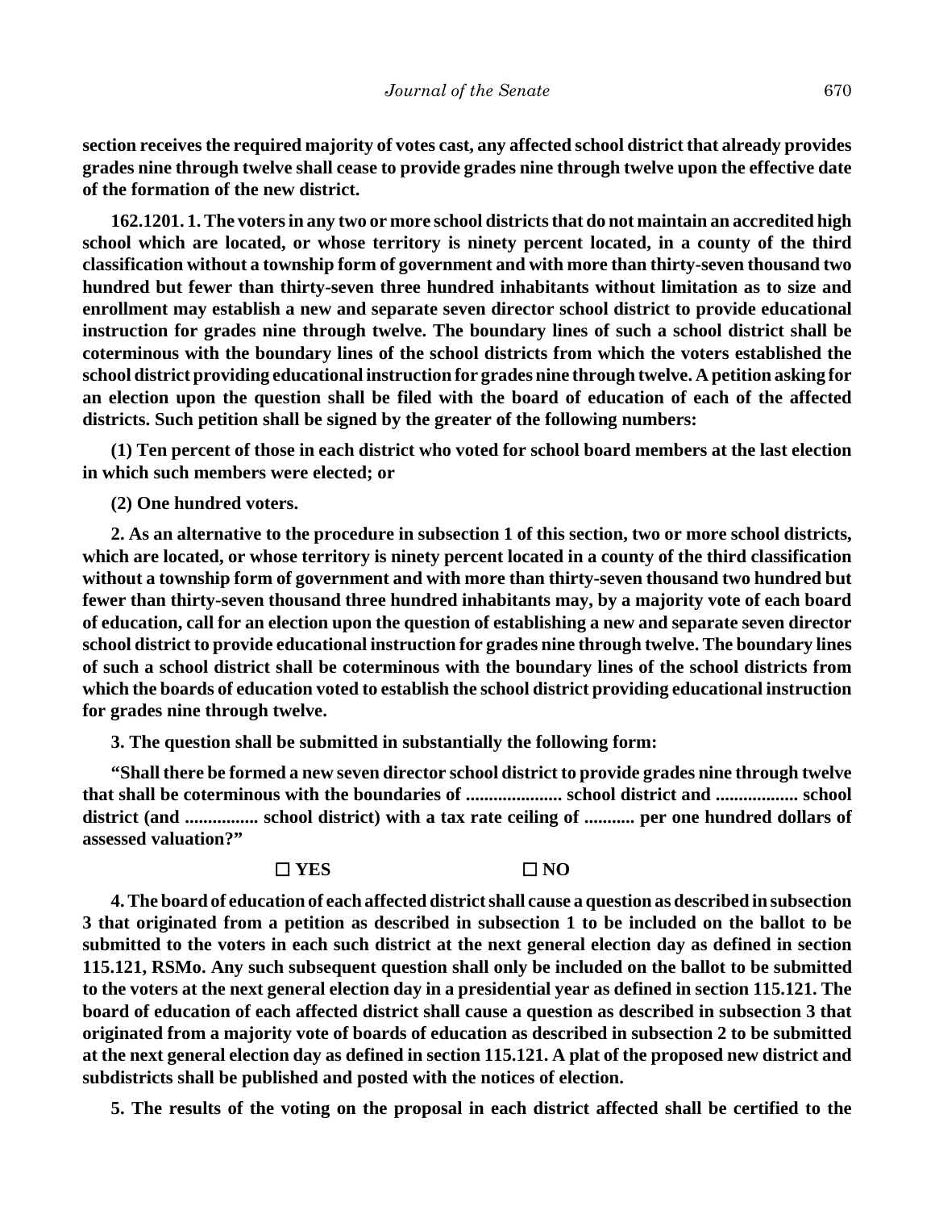**section receives the required majority of votes cast, any affected school district that already provides grades nine through twelve shall cease to provide grades nine through twelve upon the effective date of the formation of the new district.**

**162.1201. 1. The voters in any two or more school districts that do not maintain an accredited high school which are located, or whose territory is ninety percent located, in a county of the third classification without a township form of government and with more than thirty-seven thousand two hundred but fewer than thirty-seven three hundred inhabitants without limitation as to size and enrollment may establish a new and separate seven director school district to provide educational instruction for grades nine through twelve. The boundary lines of such a school district shall be coterminous with the boundary lines of the school districts from which the voters established the school district providing educational instruction for grades nine through twelve. A petition asking for an election upon the question shall be filed with the board of education of each of the affected districts. Such petition shall be signed by the greater of the following numbers:**

**(1) Ten percent of those in each district who voted for school board members at the last election in which such members were elected; or**

**(2) One hundred voters.**

**2. As an alternative to the procedure in subsection 1 of this section, two or more school districts, which are located, or whose territory is ninety percent located in a county of the third classification without a township form of government and with more than thirty-seven thousand two hundred but fewer than thirty-seven thousand three hundred inhabitants may, by a majority vote of each board of education, call for an election upon the question of establishing a new and separate seven director school district to provide educational instruction for grades nine through twelve. The boundary lines of such a school district shall be coterminous with the boundary lines of the school districts from which the boards of education voted to establish the school district providing educational instruction for grades nine through twelve.**

**3. The question shall be submitted in substantially the following form:**

**"Shall there be formed a new seven director school district to provide grades nine through twelve that shall be coterminous with the boundaries of ..................... school district and .................. school district (and ................ school district) with a tax rate ceiling of ........... per one hundred dollars of assessed valuation?"**

**☐ YES ☐ NO**

**4. The board of education of each affected district shall cause a question as described in subsection 3 that originated from a petition as described in subsection 1 to be included on the ballot to be submitted to the voters in each such district at the next general election day as defined in section 115.121, RSMo. Any such subsequent question shall only be included on the ballot to be submitted to the voters at the next general election day in a presidential year as defined in section 115.121. The board of education of each affected district shall cause a question as described in subsection 3 that originated from a majority vote of boards of education as described in subsection 2 to be submitted at the next general election day as defined in section 115.121. A plat of the proposed new district and subdistricts shall be published and posted with the notices of election.**

**5. The results of the voting on the proposal in each district affected shall be certified to the**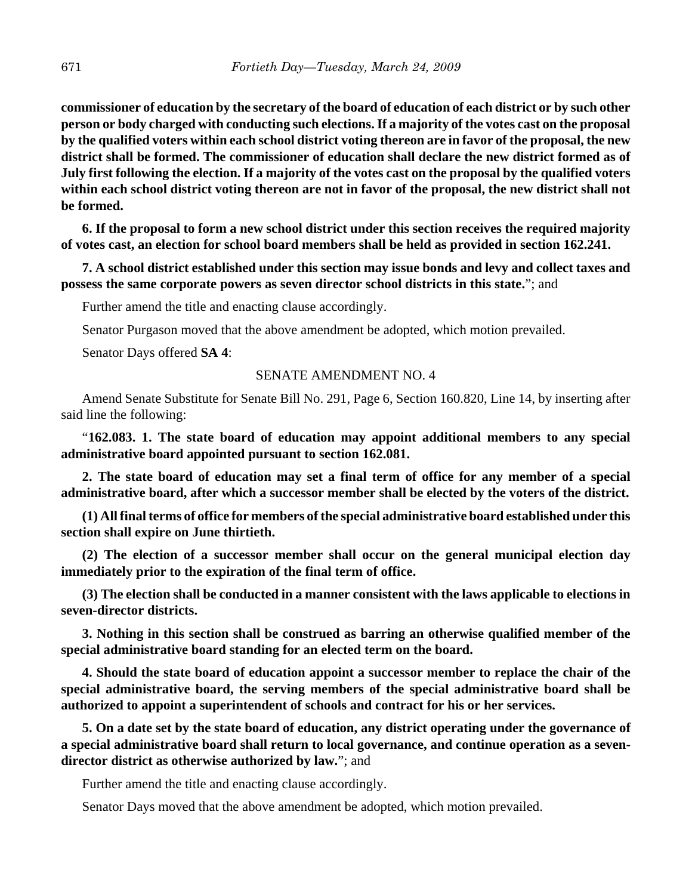**commissioner of education by the secretary of the board of education of each district or by such other person or body charged with conducting such elections. If a majority of the votes cast on the proposal by the qualified voters within each school district voting thereon are in favor of the proposal, the new district shall be formed. The commissioner of education shall declare the new district formed as of July first following the election. If a majority of the votes cast on the proposal by the qualified voters within each school district voting thereon are not in favor of the proposal, the new district shall not be formed.**

**6. If the proposal to form a new school district under this section receives the required majority of votes cast, an election for school board members shall be held as provided in section 162.241.**

**7. A school district established under this section may issue bonds and levy and collect taxes and possess the same corporate powers as seven director school districts in this state.**"; and

Further amend the title and enacting clause accordingly.

Senator Purgason moved that the above amendment be adopted, which motion prevailed.

Senator Days offered **SA 4**:

SENATE AMENDMENT NO. 4

Amend Senate Substitute for Senate Bill No. 291, Page 6, Section 160.820, Line 14, by inserting after said line the following:

"**162.083. 1. The state board of education may appoint additional members to any special administrative board appointed pursuant to section 162.081.**

**2. The state board of education may set a final term of office for any member of a special administrative board, after which a successor member shall be elected by the voters of the district.**

**(1) All final terms of office for members of the special administrative board established under this section shall expire on June thirtieth.**

**(2) The election of a successor member shall occur on the general municipal election day immediately prior to the expiration of the final term of office.**

**(3) The election shall be conducted in a manner consistent with the laws applicable to elections in seven-director districts.**

**3. Nothing in this section shall be construed as barring an otherwise qualified member of the special administrative board standing for an elected term on the board.**

**4. Should the state board of education appoint a successor member to replace the chair of the special administrative board, the serving members of the special administrative board shall be authorized to appoint a superintendent of schools and contract for his or her services.**

**5. On a date set by the state board of education, any district operating under the governance of a special administrative board shall return to local governance, and continue operation as a seven-director district as otherwise authorized by law.**"; and

Further amend the title and enacting clause accordingly.

Senator Days moved that the above amendment be adopted, which motion prevailed.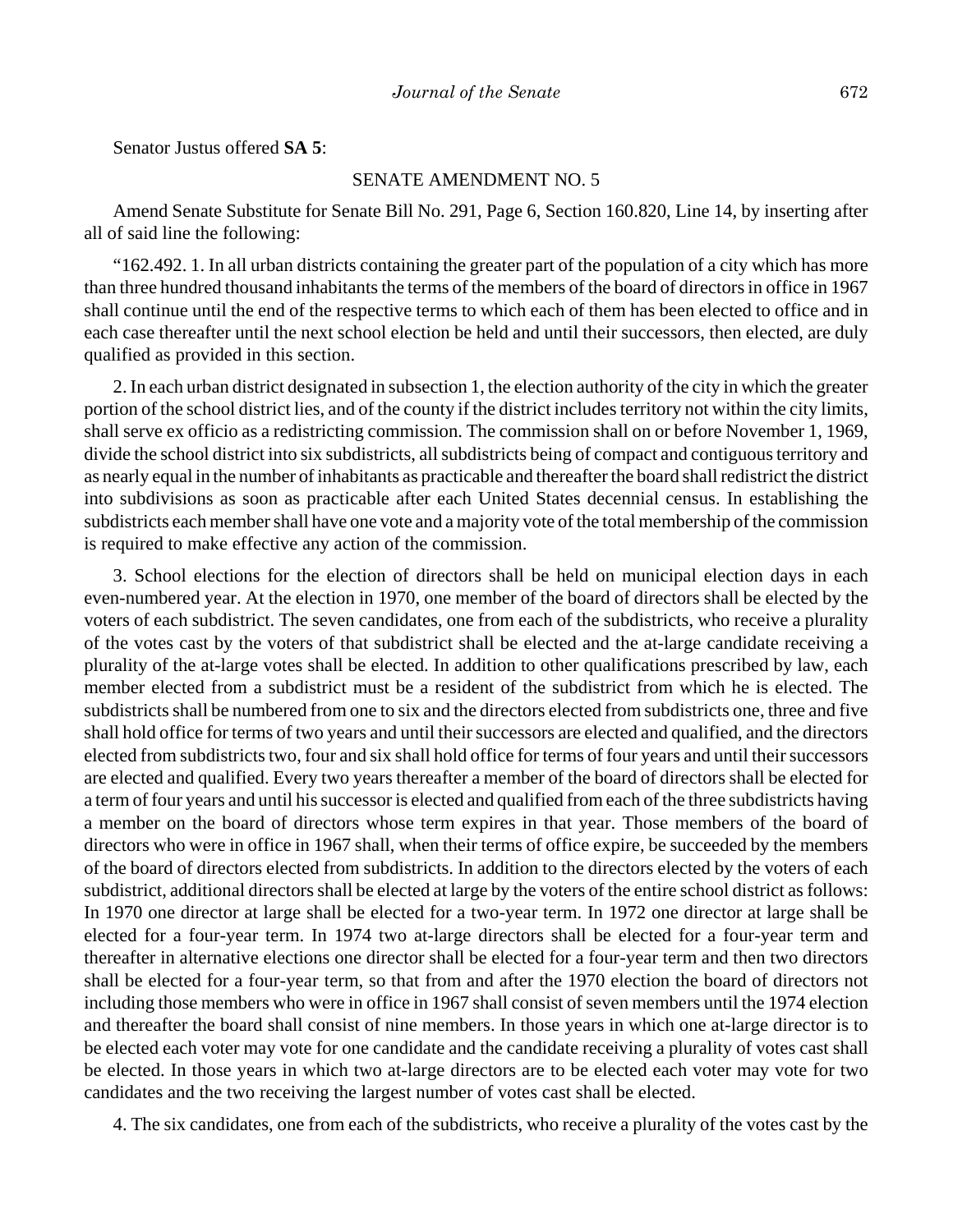Senator Justus offered **SA 5**:

SENATE AMENDMENT NO. 5

Amend Senate Substitute for Senate Bill No. 291, Page 6, Section 160.820, Line 14, by inserting after all of said line the following:

"162.492. 1. In all urban districts containing the greater part of the population of a city which has more than three hundred thousand inhabitants the terms of the members of the board of directors in office in 1967 shall continue until the end of the respective terms to which each of them has been elected to office and in each case thereafter until the next school election be held and until their successors, then elected, are duly qualified as provided in this section.

2. In each urban district designated in subsection 1, the election authority of the city in which the greater portion of the school district lies, and of the county if the district includes territory not within the city limits, shall serve ex officio as a redistricting commission. The commission shall on or before November 1, 1969, divide the school district into six subdistricts, all subdistricts being of compact and contiguous territory and as nearly equal in the number of inhabitants as practicable and thereafter the board shall redistrict the district into subdivisions as soon as practicable after each United States decennial census. In establishing the subdistricts each member shall have one vote and a majority vote of the total membership of the commission is required to make effective any action of the commission.

3. School elections for the election of directors shall be held on municipal election days in each even-numbered year. At the election in 1970, one member of the board of directors shall be elected by the voters of each subdistrict. The seven candidates, one from each of the subdistricts, who receive a plurality of the votes cast by the voters of that subdistrict shall be elected and the at-large candidate receiving a plurality of the at-large votes shall be elected. In addition to other qualifications prescribed by law, each member elected from a subdistrict must be a resident of the subdistrict from which he is elected. The subdistricts shall be numbered from one to six and the directors elected from subdistricts one, three and five shall hold office for terms of two years and until their successors are elected and qualified, and the directors elected from subdistricts two, four and six shall hold office for terms of four years and until their successors are elected and qualified. Every two years thereafter a member of the board of directors shall be elected for a term of four years and until his successor is elected and qualified from each of the three subdistricts having a member on the board of directors whose term expires in that year. Those members of the board of directors who were in office in 1967 shall, when their terms of office expire, be succeeded by the members of the board of directors elected from subdistricts. In addition to the directors elected by the voters of each subdistrict, additional directors shall be elected at large by the voters of the entire school district as follows: In 1970 one director at large shall be elected for a two-year term. In 1972 one director at large shall be elected for a four-year term. In 1974 two at-large directors shall be elected for a four-year term and thereafter in alternative elections one director shall be elected for a four-year term and then two directors shall be elected for a four-year term, so that from and after the 1970 election the board of directors not including those members who were in office in 1967 shall consist of seven members until the 1974 election and thereafter the board shall consist of nine members. In those years in which one at-large director is to be elected each voter may vote for one candidate and the candidate receiving a plurality of votes cast shall be elected. In those years in which two at-large directors are to be elected each voter may vote for two candidates and the two receiving the largest number of votes cast shall be elected.

4. The six candidates, one from each of the subdistricts, who receive a plurality of the votes cast by the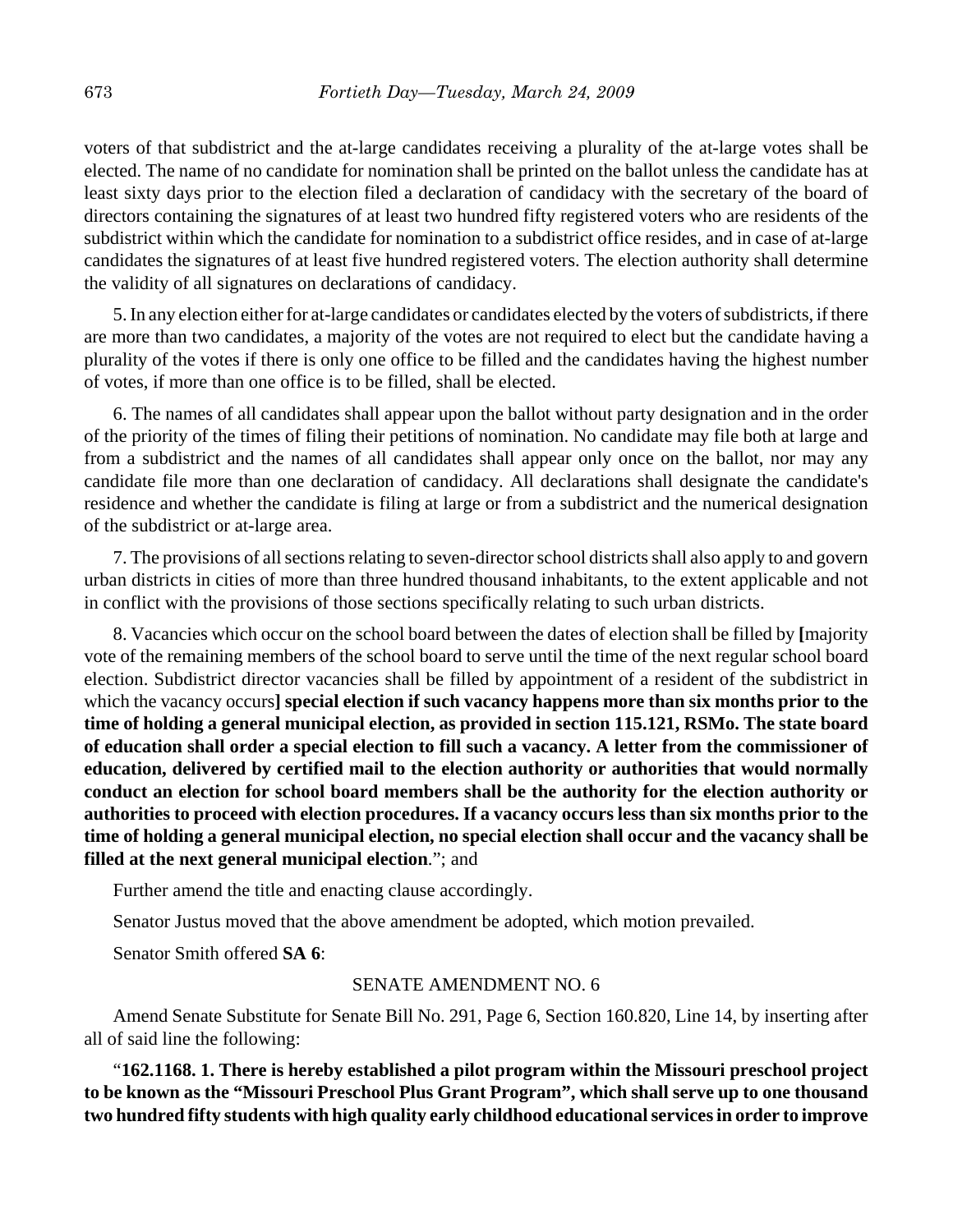voters of that subdistrict and the at-large candidates receiving a plurality of the at-large votes shall be elected. The name of no candidate for nomination shall be printed on the ballot unless the candidate has at least sixty days prior to the election filed a declaration of candidacy with the secretary of the board of directors containing the signatures of at least two hundred fifty registered voters who are residents of the subdistrict within which the candidate for nomination to a subdistrict office resides, and in case of at-large candidates the signatures of at least five hundred registered voters. The election authority shall determine the validity of all signatures on declarations of candidacy.

5. In any election either for at-large candidates or candidates elected by the voters of subdistricts, if there are more than two candidates, a majority of the votes are not required to elect but the candidate having a plurality of the votes if there is only one office to be filled and the candidates having the highest number of votes, if more than one office is to be filled, shall be elected.

6. The names of all candidates shall appear upon the ballot without party designation and in the order of the priority of the times of filing their petitions of nomination. No candidate may file both at large and from a subdistrict and the names of all candidates shall appear only once on the ballot, nor may any candidate file more than one declaration of candidacy. All declarations shall designate the candidate's residence and whether the candidate is filing at large or from a subdistrict and the numerical designation of the subdistrict or at-large area.

7. The provisions of all sections relating to seven-director school districts shall also apply to and govern urban districts in cities of more than three hundred thousand inhabitants, to the extent applicable and not in conflict with the provisions of those sections specifically relating to such urban districts.

8. Vacancies which occur on the school board between the dates of election shall be filled by **[**majority vote of the remaining members of the school board to serve until the time of the next regular school board election. Subdistrict director vacancies shall be filled by appointment of a resident of the subdistrict in which the vacancy occurs**] special election if such vacancy happens more than six months prior to the time of holding a general municipal election, as provided in section 115.121, RSMo. The state board of education shall order a special election to fill such a vacancy. A letter from the commissioner of education, delivered by certified mail to the election authority or authorities that would normally conduct an election for school board members shall be the authority for the election authority or authorities to proceed with election procedures. If a vacancy occurs less than six months prior to the time of holding a general municipal election, no special election shall occur and the vacancy shall be filled at the next general municipal election**."; and

Further amend the title and enacting clause accordingly.

Senator Justus moved that the above amendment be adopted, which motion prevailed.

Senator Smith offered **SA 6**:

SENATE AMENDMENT NO. 6

Amend Senate Substitute for Senate Bill No. 291, Page 6, Section 160.820, Line 14, by inserting after all of said line the following:

"**162.1168. 1. There is hereby established a pilot program within the Missouri preschool project to be known as the "Missouri Preschool Plus Grant Program", which shall serve up to one thousand two hundred fifty students with high quality early childhood educational services in order to improve**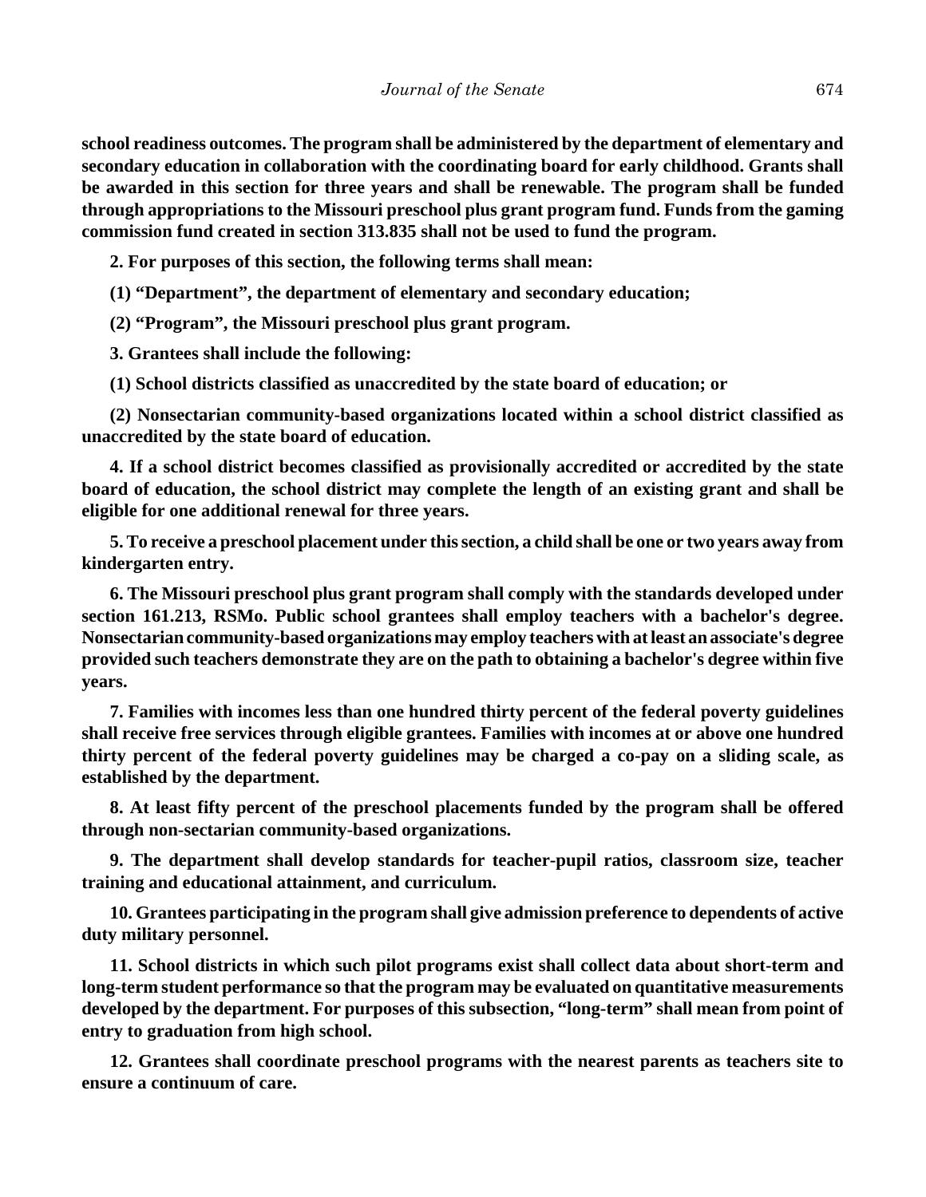**school readiness outcomes. The program shall be administered by the department of elementary and secondary education in collaboration with the coordinating board for early childhood. Grants shall be awarded in this section for three years and shall be renewable. The program shall be funded through appropriations to the Missouri preschool plus grant program fund. Funds from the gaming commission fund created in section 313.835 shall not be used to fund the program.**

**2. For purposes of this section, the following terms shall mean:**

**(1) "Department", the department of elementary and secondary education;**

**(2) "Program", the Missouri preschool plus grant program.**

**3. Grantees shall include the following:**

**(1) School districts classified as unaccredited by the state board of education; or**

**(2) Nonsectarian community-based organizations located within a school district classified as unaccredited by the state board of education.**

**4. If a school district becomes classified as provisionally accredited or accredited by the state board of education, the school district may complete the length of an existing grant and shall be eligible for one additional renewal for three years.**

**5. To receive a preschool placement under this section, a child shall be one or two years away from kindergarten entry.**

**6. The Missouri preschool plus grant program shall comply with the standards developed under section 161.213, RSMo. Public school grantees shall employ teachers with a bachelor's degree. Nonsectarian community-based organizations may employ teachers with at least an associate's degree provided such teachers demonstrate they are on the path to obtaining a bachelor's degree within five years.**

**7. Families with incomes less than one hundred thirty percent of the federal poverty guidelines shall receive free services through eligible grantees. Families with incomes at or above one hundred thirty percent of the federal poverty guidelines may be charged a co-pay on a sliding scale, as established by the department.**

**8. At least fifty percent of the preschool placements funded by the program shall be offered through non-sectarian community-based organizations.**

**9. The department shall develop standards for teacher-pupil ratios, classroom size, teacher training and educational attainment, and curriculum.**

**10. Grantees participating in the program shall give admission preference to dependents of active duty military personnel.**

**11. School districts in which such pilot programs exist shall collect data about short-term and long-term student performance so that the program may be evaluated on quantitative measurements developed by the department. For purposes of this subsection, "long-term" shall mean from point of entry to graduation from high school.**

**12. Grantees shall coordinate preschool programs with the nearest parents as teachers site to ensure a continuum of care.**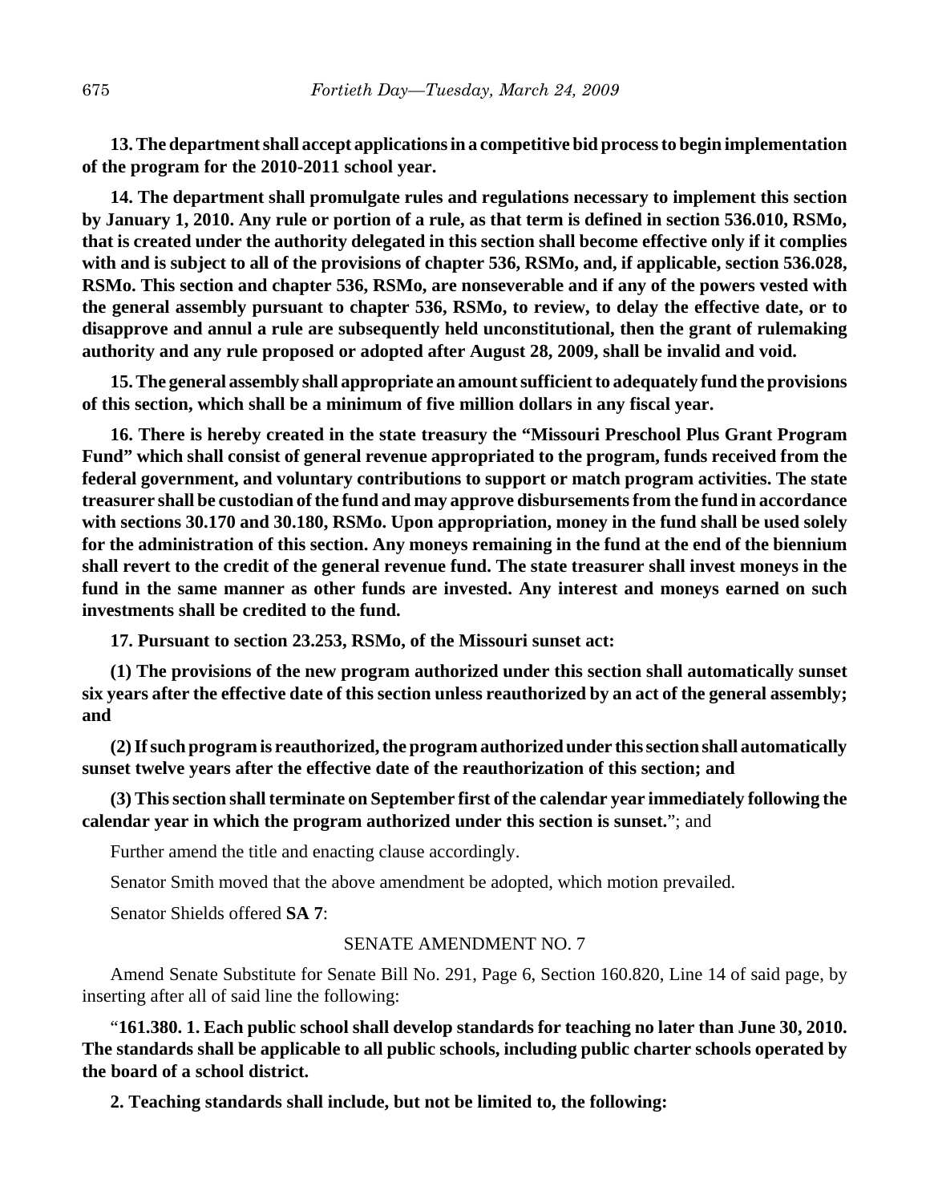**13. The department shall accept applications in a competitive bid process to begin implementation of the program for the 2010-2011 school year.**

**14. The department shall promulgate rules and regulations necessary to implement this section by January 1, 2010. Any rule or portion of a rule, as that term is defined in section 536.010, RSMo, that is created under the authority delegated in this section shall become effective only if it complies with and is subject to all of the provisions of chapter 536, RSMo, and, if applicable, section 536.028, RSMo. This section and chapter 536, RSMo, are nonseverable and if any of the powers vested with the general assembly pursuant to chapter 536, RSMo, to review, to delay the effective date, or to disapprove and annul a rule are subsequently held unconstitutional, then the grant of rulemaking authority and any rule proposed or adopted after August 28, 2009, shall be invalid and void.**

**15. The general assembly shall appropriate an amount sufficient to adequately fund the provisions of this section, which shall be a minimum of five million dollars in any fiscal year.**

**16. There is hereby created in the state treasury the "Missouri Preschool Plus Grant Program Fund" which shall consist of general revenue appropriated to the program, funds received from the federal government, and voluntary contributions to support or match program activities. The state treasurer shall be custodian of the fund and may approve disbursements from the fund in accordance with sections 30.170 and 30.180, RSMo. Upon appropriation, money in the fund shall be used solely for the administration of this section. Any moneys remaining in the fund at the end of the biennium shall revert to the credit of the general revenue fund. The state treasurer shall invest moneys in the fund in the same manner as other funds are invested. Any interest and moneys earned on such investments shall be credited to the fund.**

**17. Pursuant to section 23.253, RSMo, of the Missouri sunset act:**

**(1) The provisions of the new program authorized under this section shall automatically sunset six years after the effective date of this section unless reauthorized by an act of the general assembly; and**

**(2) If such program is reauthorized, the program authorized under this section shall automatically sunset twelve years after the effective date of the reauthorization of this section; and**

**(3) This section shall terminate on September first of the calendar year immediately following the calendar year in which the program authorized under this section is sunset.**"; and

Further amend the title and enacting clause accordingly.

Senator Smith moved that the above amendment be adopted, which motion prevailed.

Senator Shields offered **SA 7**:

SENATE AMENDMENT NO. 7

Amend Senate Substitute for Senate Bill No. 291, Page 6, Section 160.820, Line 14 of said page, by inserting after all of said line the following:

"**161.380. 1. Each public school shall develop standards for teaching no later than June 30, 2010. The standards shall be applicable to all public schools, including public charter schools operated by the board of a school district.**

**2. Teaching standards shall include, but not be limited to, the following:**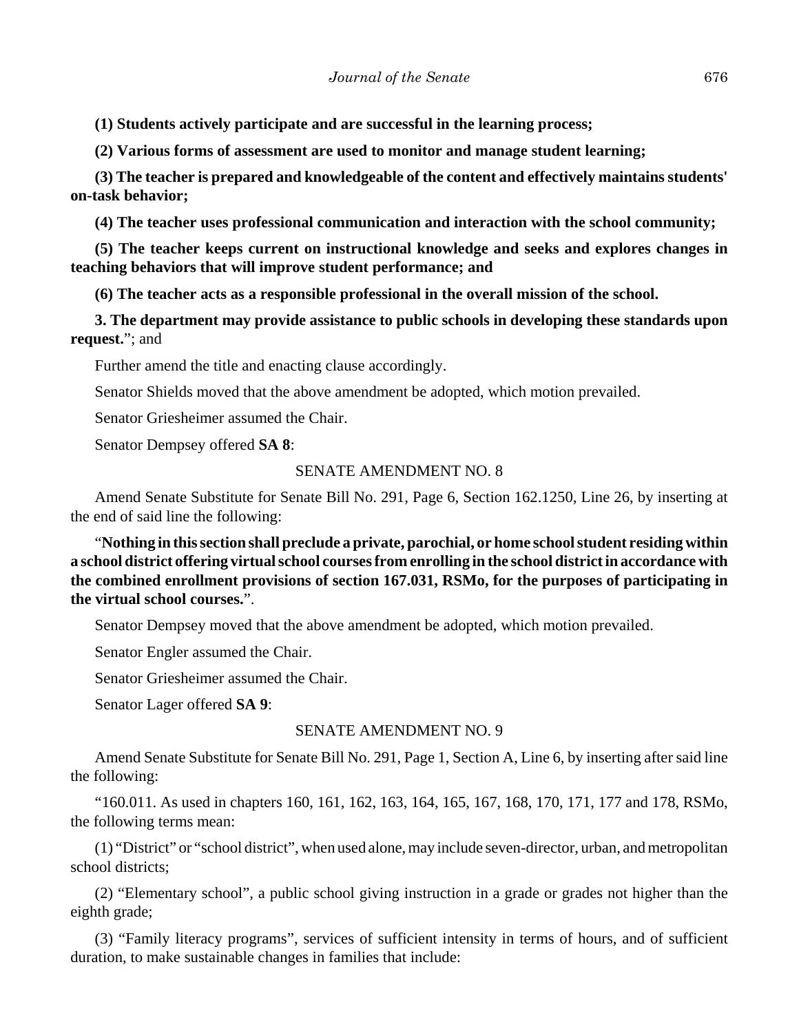**(1) Students actively participate and are successful in the learning process;**

**(2) Various forms of assessment are used to monitor and manage student learning;**

**(3) The teacher is prepared and knowledgeable of the content and effectively maintains students' on-task behavior;**

**(4) The teacher uses professional communication and interaction with the school community;**

**(5) The teacher keeps current on instructional knowledge and seeks and explores changes in teaching behaviors that will improve student performance; and**

**(6) The teacher acts as a responsible professional in the overall mission of the school.**

**3. The department may provide assistance to public schools in developing these standards upon request.**"; and

Further amend the title and enacting clause accordingly.

Senator Shields moved that the above amendment be adopted, which motion prevailed.

Senator Griesheimer assumed the Chair.

Senator Dempsey offered **SA 8**:

SENATE AMENDMENT NO. 8

Amend Senate Substitute for Senate Bill No. 291, Page 6, Section 162.1250, Line 26, by inserting at the end of said line the following:

"**Nothing in this section shall preclude a private, parochial, or home school student residing within a school district offering virtual school courses from enrolling in the school district in accordance with the combined enrollment provisions of section 167.031, RSMo, for the purposes of participating in the virtual school courses.**".

Senator Dempsey moved that the above amendment be adopted, which motion prevailed.

Senator Engler assumed the Chair.

Senator Griesheimer assumed the Chair.

Senator Lager offered **SA 9**:

SENATE AMENDMENT NO. 9

Amend Senate Substitute for Senate Bill No. 291, Page 1, Section A, Line 6, by inserting after said line the following:

"160.011. As used in chapters 160, 161, 162, 163, 164, 165, 167, 168, 170, 171, 177 and 178, RSMo, the following terms mean:

(1) "District" or "school district", when used alone, may include seven-director, urban, and metropolitan school districts;

(2) "Elementary school", a public school giving instruction in a grade or grades not higher than the eighth grade;

(3) "Family literacy programs", services of sufficient intensity in terms of hours, and of sufficient duration, to make sustainable changes in families that include: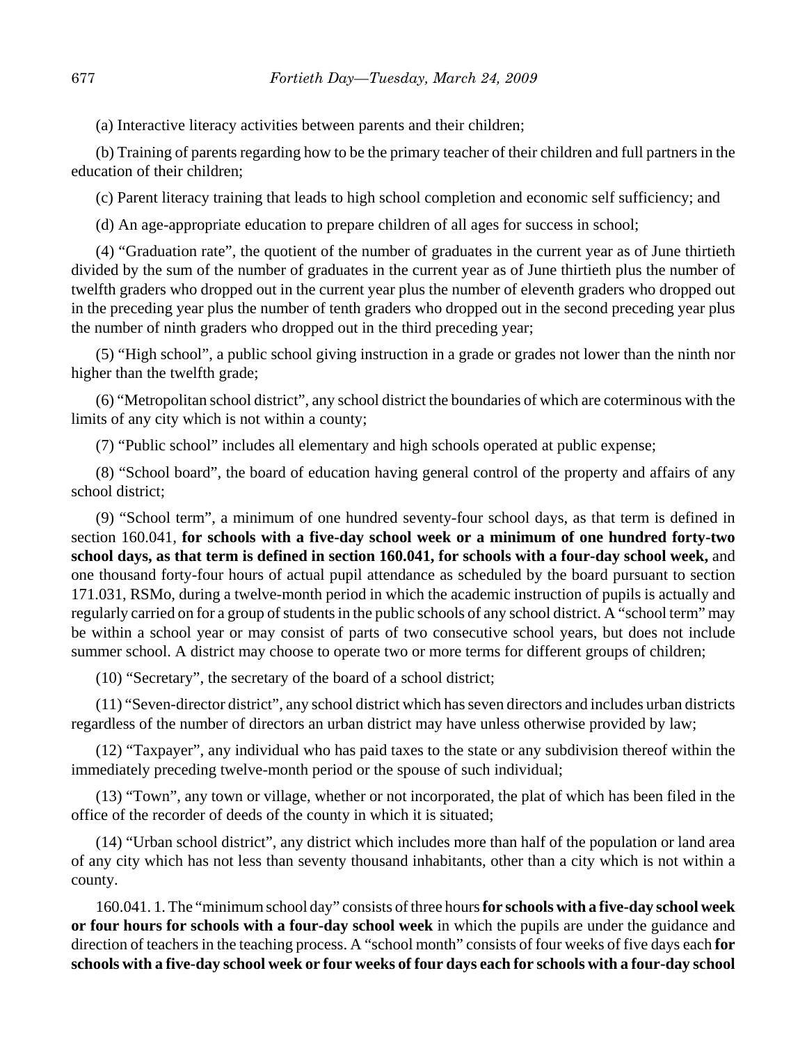(a) Interactive literacy activities between parents and their children;

(b) Training of parents regarding how to be the primary teacher of their children and full partners in the education of their children;

(c) Parent literacy training that leads to high school completion and economic self sufficiency; and

(d) An age-appropriate education to prepare children of all ages for success in school;

(4) "Graduation rate", the quotient of the number of graduates in the current year as of June thirtieth divided by the sum of the number of graduates in the current year as of June thirtieth plus the number of twelfth graders who dropped out in the current year plus the number of eleventh graders who dropped out in the preceding year plus the number of tenth graders who dropped out in the second preceding year plus the number of ninth graders who dropped out in the third preceding year;

(5) "High school", a public school giving instruction in a grade or grades not lower than the ninth nor higher than the twelfth grade;

(6) "Metropolitan school district", any school district the boundaries of which are coterminous with the limits of any city which is not within a county;

(7) "Public school" includes all elementary and high schools operated at public expense;

(8) "School board", the board of education having general control of the property and affairs of any school district;

(9) "School term", a minimum of one hundred seventy-four school days, as that term is defined in section 160.041, **for schools with a five-day school week or a minimum of one hundred forty-two school days, as that term is defined in section 160.041, for schools with a four-day school week,** and one thousand forty-four hours of actual pupil attendance as scheduled by the board pursuant to section 171.031, RSMo, during a twelve-month period in which the academic instruction of pupils is actually and regularly carried on for a group of students in the public schools of any school district. A "school term" may be within a school year or may consist of parts of two consecutive school years, but does not include summer school. A district may choose to operate two or more terms for different groups of children;

(10) "Secretary", the secretary of the board of a school district;

(11) "Seven-director district", any school district which has seven directors and includes urban districts regardless of the number of directors an urban district may have unless otherwise provided by law;

(12) "Taxpayer", any individual who has paid taxes to the state or any subdivision thereof within the immediately preceding twelve-month period or the spouse of such individual;

(13) "Town", any town or village, whether or not incorporated, the plat of which has been filed in the office of the recorder of deeds of the county in which it is situated;

(14) "Urban school district", any district which includes more than half of the population or land area of any city which has not less than seventy thousand inhabitants, other than a city which is not within a county.

160.041. 1. The "minimum school day" consists of three hours **for schools with a five-day school week or four hours for schools with a four-day school week** in which the pupils are under the guidance and direction of teachers in the teaching process. A "school month" consists of four weeks of five days each **for schools with a five-day school week or four weeks of four days each for schools with a four-day school**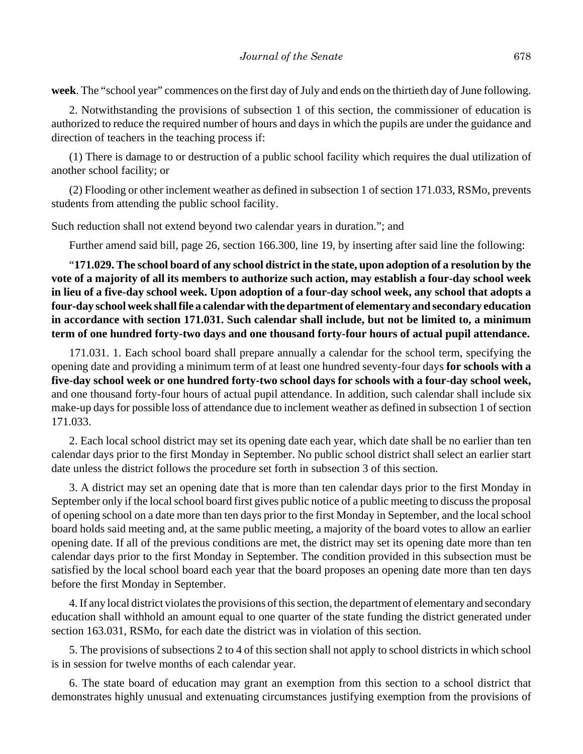**week**. The "school year" commences on the first day of July and ends on the thirtieth day of June following.

2. Notwithstanding the provisions of subsection 1 of this section, the commissioner of education is authorized to reduce the required number of hours and days in which the pupils are under the guidance and direction of teachers in the teaching process if:

(1) There is damage to or destruction of a public school facility which requires the dual utilization of another school facility; or

(2) Flooding or other inclement weather as defined in subsection 1 of section 171.033, RSMo, prevents students from attending the public school facility.

Such reduction shall not extend beyond two calendar years in duration."; and

Further amend said bill, page 26, section 166.300, line 19, by inserting after said line the following:

"**171.029. The school board of any school district in the state, upon adoption of a resolution by the vote of a majority of all its members to authorize such action, may establish a four-day school week in lieu of a five-day school week. Upon adoption of a four-day school week, any school that adopts a four-day school week shall file a calendar with the department of elementary and secondary education in accordance with section 171.031. Such calendar shall include, but not be limited to, a minimum term of one hundred forty-two days and one thousand forty-four hours of actual pupil attendance.**

171.031. 1. Each school board shall prepare annually a calendar for the school term, specifying the opening date and providing a minimum term of at least one hundred seventy-four days **for schools with a five-day school week or one hundred forty-two school days for schools with a four-day school week,** and one thousand forty-four hours of actual pupil attendance. In addition, such calendar shall include six make-up days for possible loss of attendance due to inclement weather as defined in subsection 1 of section 171.033.

2. Each local school district may set its opening date each year, which date shall be no earlier than ten calendar days prior to the first Monday in September. No public school district shall select an earlier start date unless the district follows the procedure set forth in subsection 3 of this section.

3. A district may set an opening date that is more than ten calendar days prior to the first Monday in September only if the local school board first gives public notice of a public meeting to discuss the proposal of opening school on a date more than ten days prior to the first Monday in September, and the local school board holds said meeting and, at the same public meeting, a majority of the board votes to allow an earlier opening date. If all of the previous conditions are met, the district may set its opening date more than ten calendar days prior to the first Monday in September. The condition provided in this subsection must be satisfied by the local school board each year that the board proposes an opening date more than ten days before the first Monday in September.

4. If any local district violates the provisions of this section, the department of elementary and secondary education shall withhold an amount equal to one quarter of the state funding the district generated under section 163.031, RSMo, for each date the district was in violation of this section.

5. The provisions of subsections 2 to 4 of this section shall not apply to school districts in which school is in session for twelve months of each calendar year.

6. The state board of education may grant an exemption from this section to a school district that demonstrates highly unusual and extenuating circumstances justifying exemption from the provisions of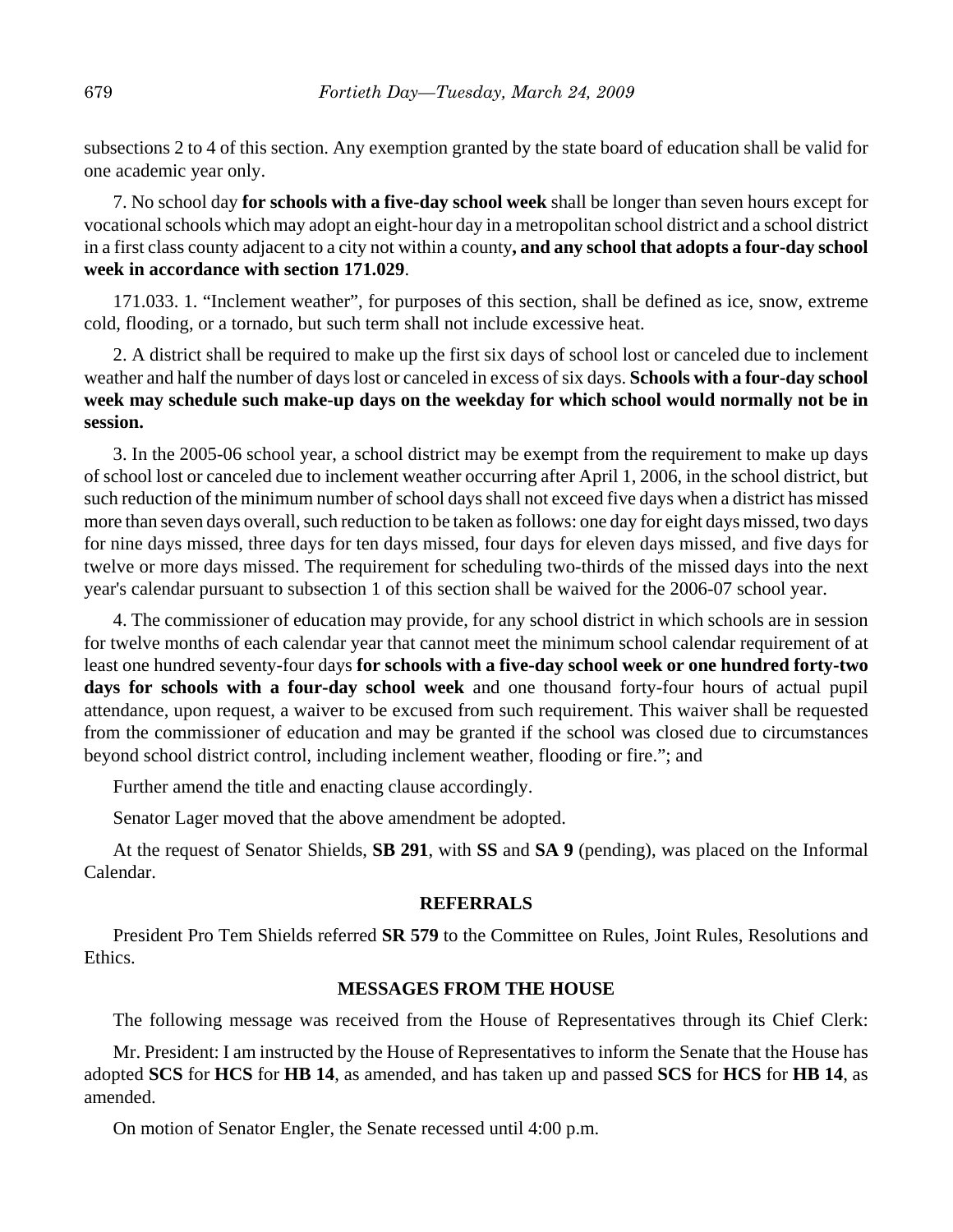subsections 2 to 4 of this section. Any exemption granted by the state board of education shall be valid for one academic year only.

7. No school day **for schools with a five-day school week** shall be longer than seven hours except for vocational schools which may adopt an eight-hour day in a metropolitan school district and a school district in a first class county adjacent to a city not within a county**, and any school that adopts a four-day school week in accordance with section 171.029**.

171.033. 1. "Inclement weather", for purposes of this section, shall be defined as ice, snow, extreme cold, flooding, or a tornado, but such term shall not include excessive heat.

2. A district shall be required to make up the first six days of school lost or canceled due to inclement weather and half the number of days lost or canceled in excess of six days. **Schools with a four-day school week may schedule such make-up days on the weekday for which school would normally not be in session.**

3. In the 2005-06 school year, a school district may be exempt from the requirement to make up days of school lost or canceled due to inclement weather occurring after April 1, 2006, in the school district, but such reduction of the minimum number of school days shall not exceed five days when a district has missed more than seven days overall, such reduction to be taken as follows: one day for eight days missed, two days for nine days missed, three days for ten days missed, four days for eleven days missed, and five days for twelve or more days missed. The requirement for scheduling two-thirds of the missed days into the next year's calendar pursuant to subsection 1 of this section shall be waived for the 2006-07 school year.

4. The commissioner of education may provide, for any school district in which schools are in session for twelve months of each calendar year that cannot meet the minimum school calendar requirement of at least one hundred seventy-four days **for schools with a five-day school week or one hundred forty-two days for schools with a four-day school week** and one thousand forty-four hours of actual pupil attendance, upon request, a waiver to be excused from such requirement. This waiver shall be requested from the commissioner of education and may be granted if the school was closed due to circumstances beyond school district control, including inclement weather, flooding or fire."; and

Further amend the title and enacting clause accordingly.

Senator Lager moved that the above amendment be adopted.

At the request of Senator Shields, **SB 291**, with **SS** and **SA 9** (pending), was placed on the Informal Calendar.

## REFERRALS

President Pro Tem Shields referred **SR 579** to the Committee on Rules, Joint Rules, Resolutions and Ethics.

## MESSAGES FROM THE HOUSE

The following message was received from the House of Representatives through its Chief Clerk:

Mr. President: I am instructed by the House of Representatives to inform the Senate that the House has adopted **SCS** for **HCS** for **HB 14**, as amended, and has taken up and passed **SCS** for **HCS** for **HB 14**, as amended.

On motion of Senator Engler, the Senate recessed until 4:00 p.m.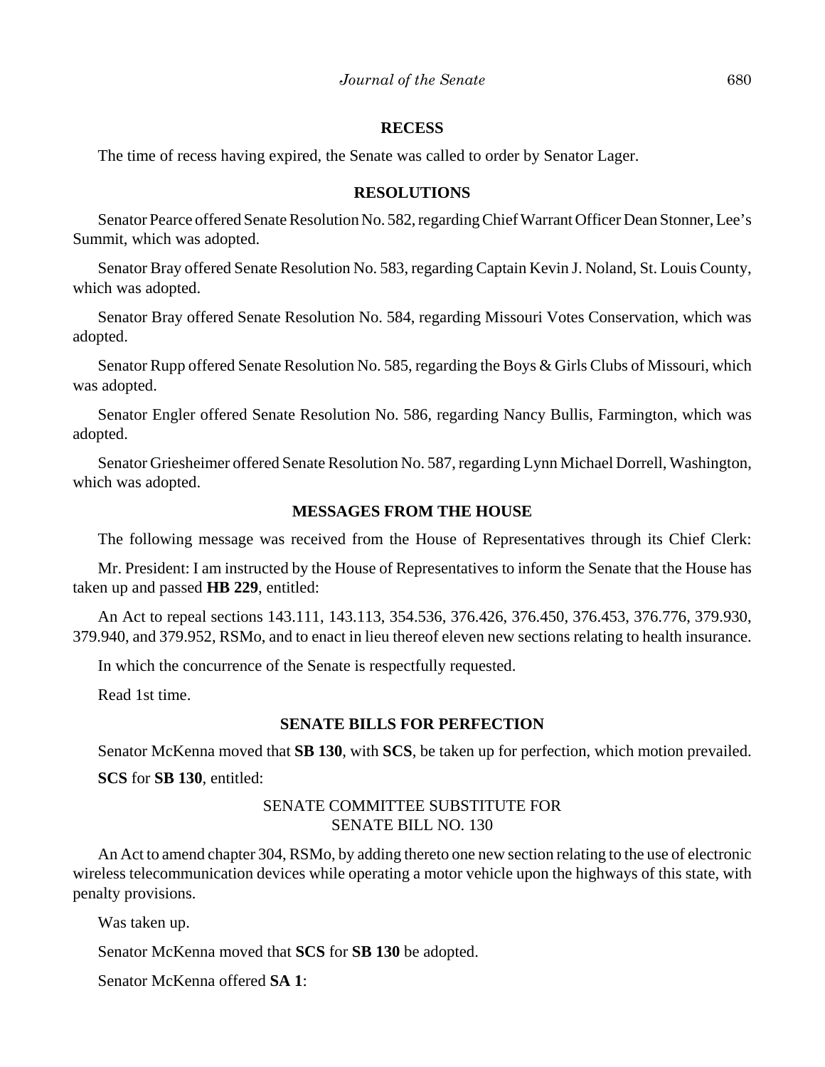## RECESS

The time of recess having expired, the Senate was called to order by Senator Lager.

## RESOLUTIONS

Senator Pearce offered Senate Resolution No. 582, regarding Chief Warrant Officer Dean Stonner, Lee's Summit, which was adopted.

Senator Bray offered Senate Resolution No. 583, regarding Captain Kevin J. Noland, St. Louis County, which was adopted.

Senator Bray offered Senate Resolution No. 584, regarding Missouri Votes Conservation, which was adopted.

Senator Rupp offered Senate Resolution No. 585, regarding the Boys & Girls Clubs of Missouri, which was adopted.

Senator Engler offered Senate Resolution No. 586, regarding Nancy Bullis, Farmington, which was adopted.

Senator Griesheimer offered Senate Resolution No. 587, regarding Lynn Michael Dorrell, Washington, which was adopted.

## MESSAGES FROM THE HOUSE

The following message was received from the House of Representatives through its Chief Clerk:

Mr. President: I am instructed by the House of Representatives to inform the Senate that the House has taken up and passed **HB 229**, entitled:

An Act to repeal sections 143.111, 143.113, 354.536, 376.426, 376.450, 376.453, 376.776, 379.930, 379.940, and 379.952, RSMo, and to enact in lieu thereof eleven new sections relating to health insurance.

In which the concurrence of the Senate is respectfully requested.

Read 1st time.

## SENATE BILLS FOR PERFECTION

Senator McKenna moved that **SB 130**, with **SCS**, be taken up for perfection, which motion prevailed.

**SCS** for **SB 130**, entitled:

SENATE COMMITTEE SUBSTITUTE FOR
SENATE BILL NO. 130

An Act to amend chapter 304, RSMo, by adding thereto one new section relating to the use of electronic wireless telecommunication devices while operating a motor vehicle upon the highways of this state, with penalty provisions.

Was taken up.

Senator McKenna moved that **SCS** for **SB 130** be adopted.

Senator McKenna offered **SA 1**: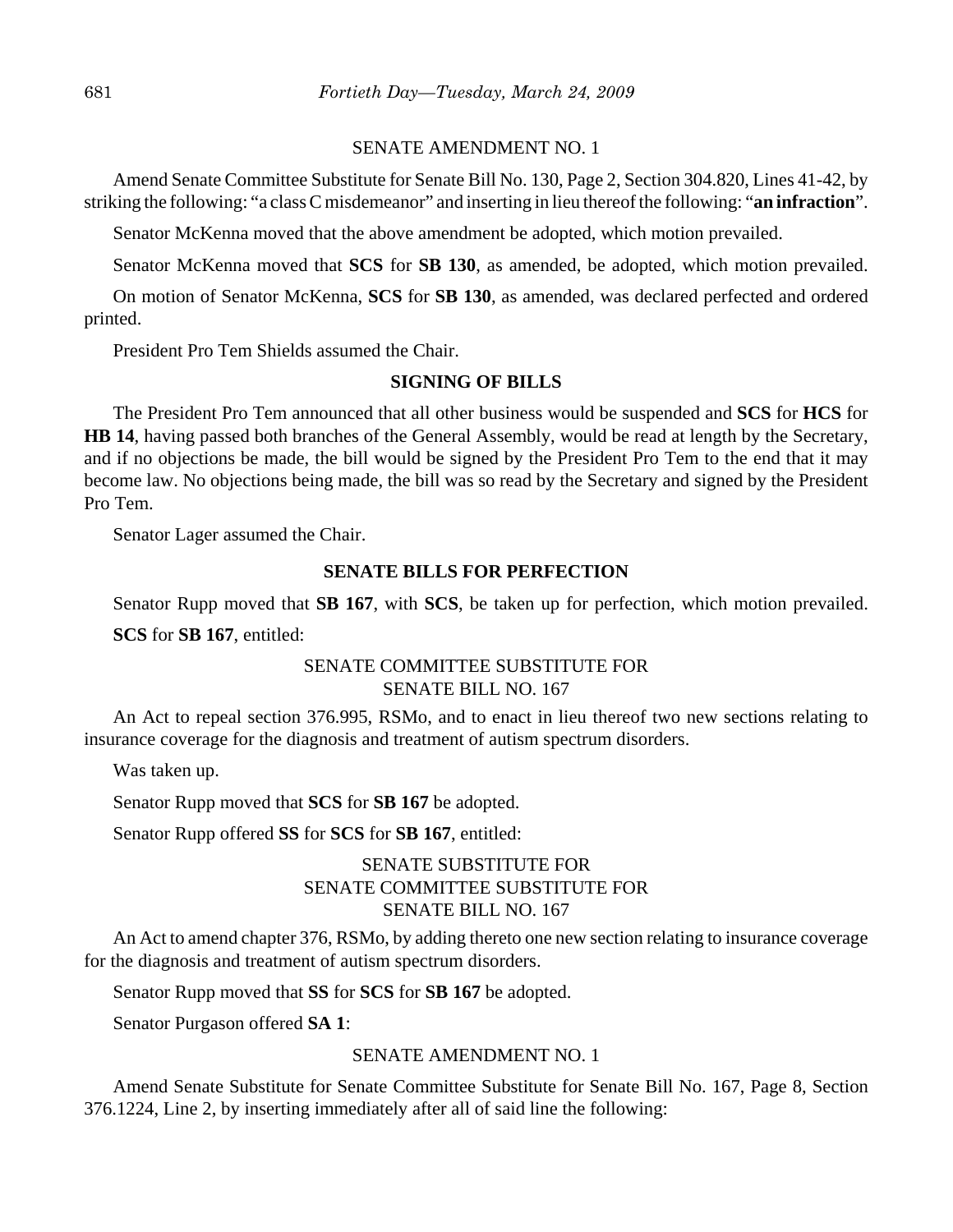SENATE AMENDMENT NO. 1

Amend Senate Committee Substitute for Senate Bill No. 130, Page 2, Section 304.820, Lines 41-42, by striking the following: "a class C misdemeanor" and inserting in lieu thereof the following: "**an infraction**".

Senator McKenna moved that the above amendment be adopted, which motion prevailed.

Senator McKenna moved that **SCS** for **SB 130**, as amended, be adopted, which motion prevailed.

On motion of Senator McKenna, **SCS** for **SB 130**, as amended, was declared perfected and ordered printed.

President Pro Tem Shields assumed the Chair.

**SIGNING OF BILLS**

The President Pro Tem announced that all other business would be suspended and **SCS** for **HCS** for **HB 14**, having passed both branches of the General Assembly, would be read at length by the Secretary, and if no objections be made, the bill would be signed by the President Pro Tem to the end that it may become law. No objections being made, the bill was so read by the Secretary and signed by the President Pro Tem.

Senator Lager assumed the Chair.

**SENATE BILLS FOR PERFECTION**

Senator Rupp moved that **SB 167**, with **SCS**, be taken up for perfection, which motion prevailed.

**SCS** for **SB 167**, entitled:

SENATE COMMITTEE SUBSTITUTE FOR
SENATE BILL NO. 167

An Act to repeal section 376.995, RSMo, and to enact in lieu thereof two new sections relating to insurance coverage for the diagnosis and treatment of autism spectrum disorders.

Was taken up.

Senator Rupp moved that **SCS** for **SB 167** be adopted.

Senator Rupp offered **SS** for **SCS** for **SB 167**, entitled:

SENATE SUBSTITUTE FOR
SENATE COMMITTEE SUBSTITUTE FOR
SENATE BILL NO. 167

An Act to amend chapter 376, RSMo, by adding thereto one new section relating to insurance coverage for the diagnosis and treatment of autism spectrum disorders.

Senator Rupp moved that **SS** for **SCS** for **SB 167** be adopted.

Senator Purgason offered **SA 1**:

SENATE AMENDMENT NO. 1

Amend Senate Substitute for Senate Committee Substitute for Senate Bill No. 167, Page 8, Section 376.1224, Line 2, by inserting immediately after all of said line the following: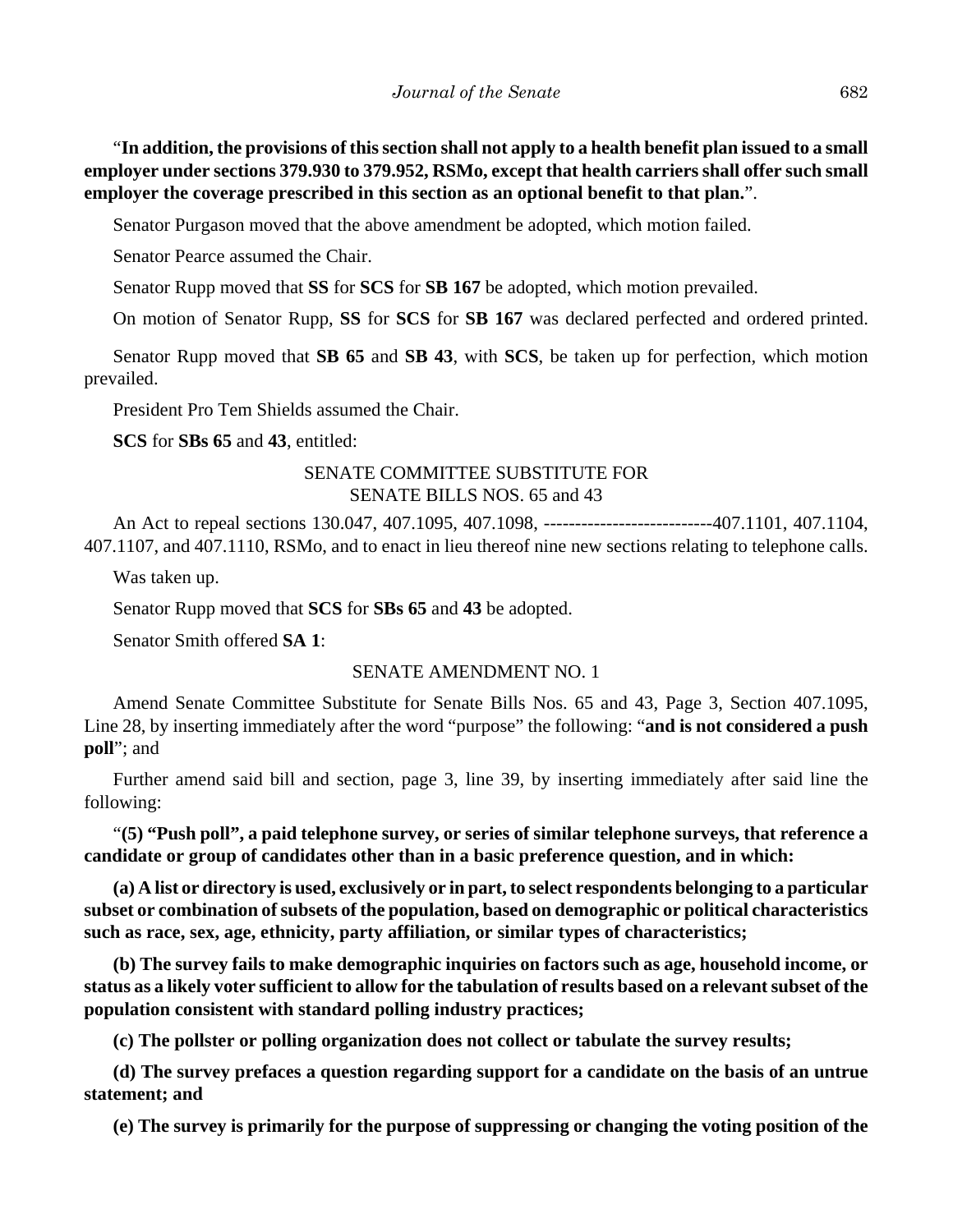"**In addition, the provisions of this section shall not apply to a health benefit plan issued to a small employer under sections 379.930 to 379.952, RSMo, except that health carriers shall offer such small employer the coverage prescribed in this section as an optional benefit to that plan.**".

Senator Purgason moved that the above amendment be adopted, which motion failed.

Senator Pearce assumed the Chair.

Senator Rupp moved that **SS** for **SCS** for **SB 167** be adopted, which motion prevailed.

On motion of Senator Rupp, **SS** for **SCS** for **SB 167** was declared perfected and ordered printed.

Senator Rupp moved that **SB 65** and **SB 43**, with **SCS**, be taken up for perfection, which motion prevailed.

President Pro Tem Shields assumed the Chair.

**SCS** for **SBs 65** and **43**, entitled:

SENATE COMMITTEE SUBSTITUTE FOR
SENATE BILLS NOS. 65 and 43

An Act to repeal sections 130.047, 407.1095, 407.1098, ---------------------------407.1101, 407.1104, 407.1107, and 407.1110, RSMo, and to enact in lieu thereof nine new sections relating to telephone calls.

Was taken up.

Senator Rupp moved that **SCS** for **SBs 65** and **43** be adopted.

Senator Smith offered **SA 1**:

SENATE AMENDMENT NO. 1

Amend Senate Committee Substitute for Senate Bills Nos. 65 and 43, Page 3, Section 407.1095, Line 28, by inserting immediately after the word "purpose" the following: "**and is not considered a push poll**"; and

Further amend said bill and section, page 3, line 39, by inserting immediately after said line the following:

"**(5) "Push poll", a paid telephone survey, or series of similar telephone surveys, that reference a candidate or group of candidates other than in a basic preference question, and in which:**

**(a) A list or directory is used, exclusively or in part, to select respondents belonging to a particular subset or combination of subsets of the population, based on demographic or political characteristics such as race, sex, age, ethnicity, party affiliation, or similar types of characteristics;**

**(b) The survey fails to make demographic inquiries on factors such as age, household income, or status as a likely voter sufficient to allow for the tabulation of results based on a relevant subset of the population consistent with standard polling industry practices;**

**(c) The pollster or polling organization does not collect or tabulate the survey results;**

**(d) The survey prefaces a question regarding support for a candidate on the basis of an untrue statement; and**

**(e) The survey is primarily for the purpose of suppressing or changing the voting position of the**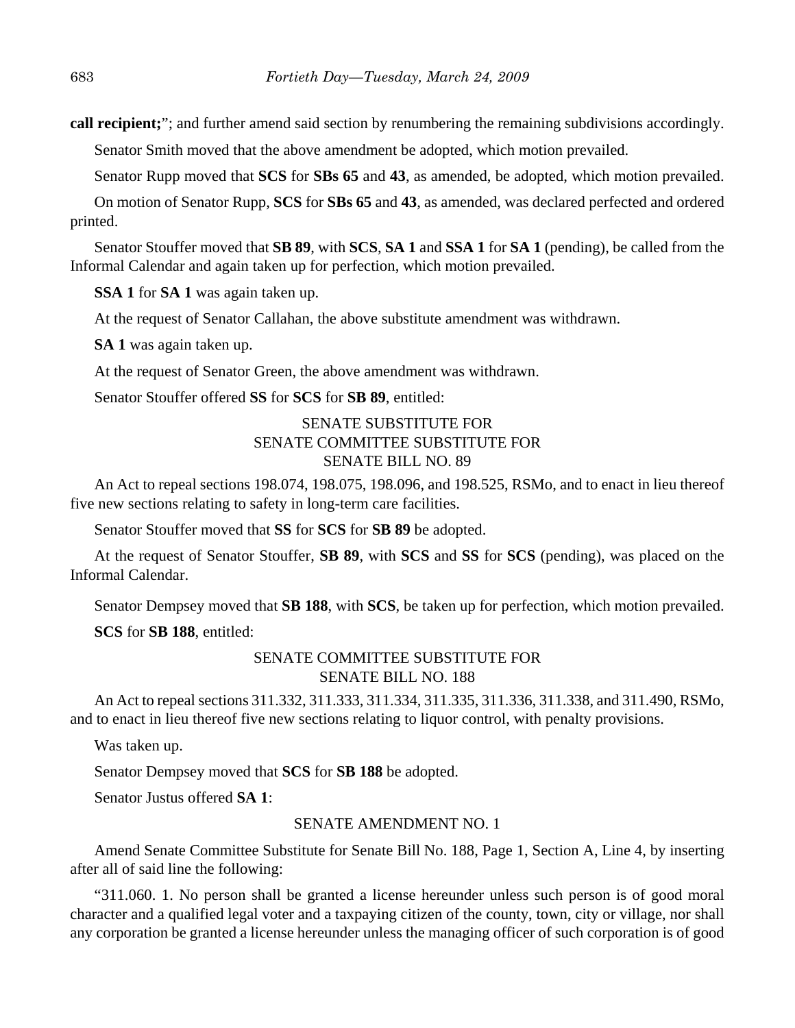**call recipient;**"; and further amend said section by renumbering the remaining subdivisions accordingly.

Senator Smith moved that the above amendment be adopted, which motion prevailed.

Senator Rupp moved that **SCS** for **SBs 65** and **43**, as amended, be adopted, which motion prevailed.

On motion of Senator Rupp, **SCS** for **SBs 65** and **43**, as amended, was declared perfected and ordered printed.

Senator Stouffer moved that **SB 89**, with **SCS**, **SA 1** and **SSA 1** for **SA 1** (pending), be called from the Informal Calendar and again taken up for perfection, which motion prevailed.

**SSA 1** for **SA 1** was again taken up.

At the request of Senator Callahan, the above substitute amendment was withdrawn.

**SA 1** was again taken up.

At the request of Senator Green, the above amendment was withdrawn.

Senator Stouffer offered **SS** for **SCS** for **SB 89**, entitled:

SENATE SUBSTITUTE FOR
SENATE COMMITTEE SUBSTITUTE FOR
SENATE BILL NO. 89

An Act to repeal sections 198.074, 198.075, 198.096, and 198.525, RSMo, and to enact in lieu thereof five new sections relating to safety in long-term care facilities.

Senator Stouffer moved that **SS** for **SCS** for **SB 89** be adopted.

At the request of Senator Stouffer, **SB 89**, with **SCS** and **SS** for **SCS** (pending), was placed on the Informal Calendar.

Senator Dempsey moved that **SB 188**, with **SCS**, be taken up for perfection, which motion prevailed.

**SCS** for **SB 188**, entitled:

SENATE COMMITTEE SUBSTITUTE FOR
SENATE BILL NO. 188

An Act to repeal sections 311.332, 311.333, 311.334, 311.335, 311.336, 311.338, and 311.490, RSMo, and to enact in lieu thereof five new sections relating to liquor control, with penalty provisions.

Was taken up.

Senator Dempsey moved that **SCS** for **SB 188** be adopted.

Senator Justus offered **SA 1**:

SENATE AMENDMENT NO. 1

Amend Senate Committee Substitute for Senate Bill No. 188, Page 1, Section A, Line 4, by inserting after all of said line the following:

"311.060. 1. No person shall be granted a license hereunder unless such person is of good moral character and a qualified legal voter and a taxpaying citizen of the county, town, city or village, nor shall any corporation be granted a license hereunder unless the managing officer of such corporation is of good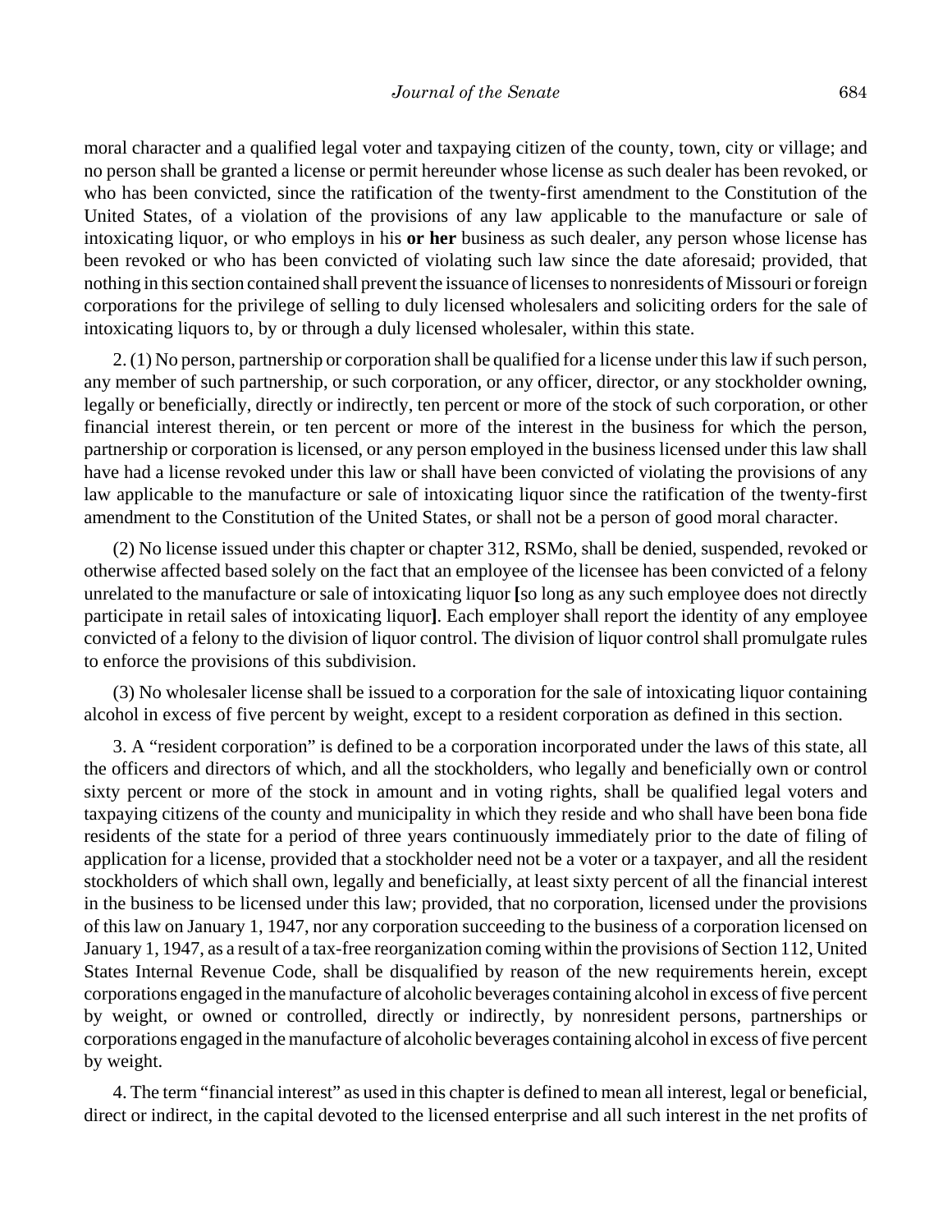moral character and a qualified legal voter and taxpaying citizen of the county, town, city or village; and no person shall be granted a license or permit hereunder whose license as such dealer has been revoked, or who has been convicted, since the ratification of the twenty-first amendment to the Constitution of the United States, of a violation of the provisions of any law applicable to the manufacture or sale of intoxicating liquor, or who employs in his **or her** business as such dealer, any person whose license has been revoked or who has been convicted of violating such law since the date aforesaid; provided, that nothing in this section contained shall prevent the issuance of licenses to nonresidents of Missouri or foreign corporations for the privilege of selling to duly licensed wholesalers and soliciting orders for the sale of intoxicating liquors to, by or through a duly licensed wholesaler, within this state.

2. (1) No person, partnership or corporation shall be qualified for a license under this law if such person, any member of such partnership, or such corporation, or any officer, director, or any stockholder owning, legally or beneficially, directly or indirectly, ten percent or more of the stock of such corporation, or other financial interest therein, or ten percent or more of the interest in the business for which the person, partnership or corporation is licensed, or any person employed in the business licensed under this law shall have had a license revoked under this law or shall have been convicted of violating the provisions of any law applicable to the manufacture or sale of intoxicating liquor since the ratification of the twenty-first amendment to the Constitution of the United States, or shall not be a person of good moral character.

(2) No license issued under this chapter or chapter 312, RSMo, shall be denied, suspended, revoked or otherwise affected based solely on the fact that an employee of the licensee has been convicted of a felony unrelated to the manufacture or sale of intoxicating liquor **[**so long as any such employee does not directly participate in retail sales of intoxicating liquor**]**. Each employer shall report the identity of any employee convicted of a felony to the division of liquor control. The division of liquor control shall promulgate rules to enforce the provisions of this subdivision.

(3) No wholesaler license shall be issued to a corporation for the sale of intoxicating liquor containing alcohol in excess of five percent by weight, except to a resident corporation as defined in this section.

3. A "resident corporation" is defined to be a corporation incorporated under the laws of this state, all the officers and directors of which, and all the stockholders, who legally and beneficially own or control sixty percent or more of the stock in amount and in voting rights, shall be qualified legal voters and taxpaying citizens of the county and municipality in which they reside and who shall have been bona fide residents of the state for a period of three years continuously immediately prior to the date of filing of application for a license, provided that a stockholder need not be a voter or a taxpayer, and all the resident stockholders of which shall own, legally and beneficially, at least sixty percent of all the financial interest in the business to be licensed under this law; provided, that no corporation, licensed under the provisions of this law on January 1, 1947, nor any corporation succeeding to the business of a corporation licensed on January 1, 1947, as a result of a tax-free reorganization coming within the provisions of Section 112, United States Internal Revenue Code, shall be disqualified by reason of the new requirements herein, except corporations engaged in the manufacture of alcoholic beverages containing alcohol in excess of five percent by weight, or owned or controlled, directly or indirectly, by nonresident persons, partnerships or corporations engaged in the manufacture of alcoholic beverages containing alcohol in excess of five percent by weight.

4. The term "financial interest" as used in this chapter is defined to mean all interest, legal or beneficial, direct or indirect, in the capital devoted to the licensed enterprise and all such interest in the net profits of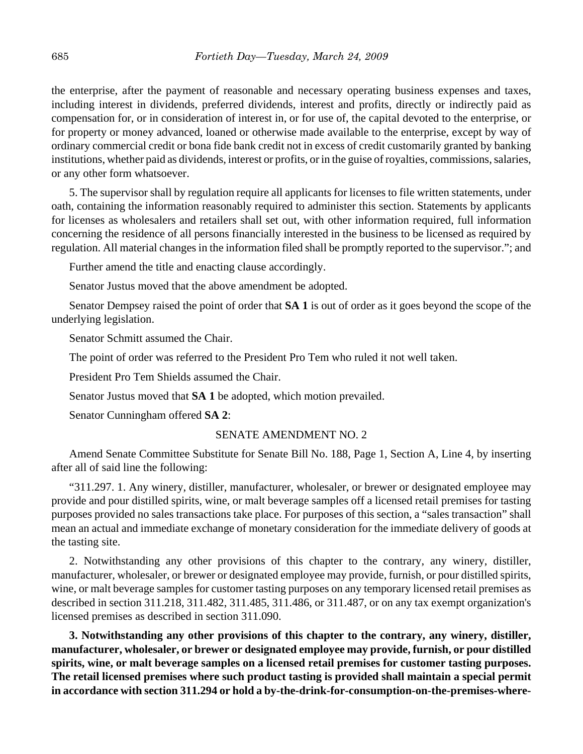the enterprise, after the payment of reasonable and necessary operating business expenses and taxes, including interest in dividends, preferred dividends, interest and profits, directly or indirectly paid as compensation for, or in consideration of interest in, or for use of, the capital devoted to the enterprise, or for property or money advanced, loaned or otherwise made available to the enterprise, except by way of ordinary commercial credit or bona fide bank credit not in excess of credit customarily granted by banking institutions, whether paid as dividends, interest or profits, or in the guise of royalties, commissions, salaries, or any other form whatsoever.

5. The supervisor shall by regulation require all applicants for licenses to file written statements, under oath, containing the information reasonably required to administer this section. Statements by applicants for licenses as wholesalers and retailers shall set out, with other information required, full information concerning the residence of all persons financially interested in the business to be licensed as required by regulation. All material changes in the information filed shall be promptly reported to the supervisor."; and

Further amend the title and enacting clause accordingly.

Senator Justus moved that the above amendment be adopted.

Senator Dempsey raised the point of order that **SA 1** is out of order as it goes beyond the scope of the underlying legislation.

Senator Schmitt assumed the Chair.

The point of order was referred to the President Pro Tem who ruled it not well taken.

President Pro Tem Shields assumed the Chair.

Senator Justus moved that **SA 1** be adopted, which motion prevailed.

Senator Cunningham offered **SA 2**:

SENATE AMENDMENT NO. 2

Amend Senate Committee Substitute for Senate Bill No. 188, Page 1, Section A, Line 4, by inserting after all of said line the following:

"311.297. 1. Any winery, distiller, manufacturer, wholesaler, or brewer or designated employee may provide and pour distilled spirits, wine, or malt beverage samples off a licensed retail premises for tasting purposes provided no sales transactions take place. For purposes of this section, a "sales transaction" shall mean an actual and immediate exchange of monetary consideration for the immediate delivery of goods at the tasting site.

2. Notwithstanding any other provisions of this chapter to the contrary, any winery, distiller, manufacturer, wholesaler, or brewer or designated employee may provide, furnish, or pour distilled spirits, wine, or malt beverage samples for customer tasting purposes on any temporary licensed retail premises as described in section 311.218, 311.482, 311.485, 311.486, or 311.487, or on any tax exempt organization's licensed premises as described in section 311.090.

**3. Notwithstanding any other provisions of this chapter to the contrary, any winery, distiller, manufacturer, wholesaler, or brewer or designated employee may provide, furnish, or pour distilled spirits, wine, or malt beverage samples on a licensed retail premises for customer tasting purposes. The retail licensed premises where such product tasting is provided shall maintain a special permit in accordance with section 311.294 or hold a by-the-drink-for-consumption-on-the-premises-where-**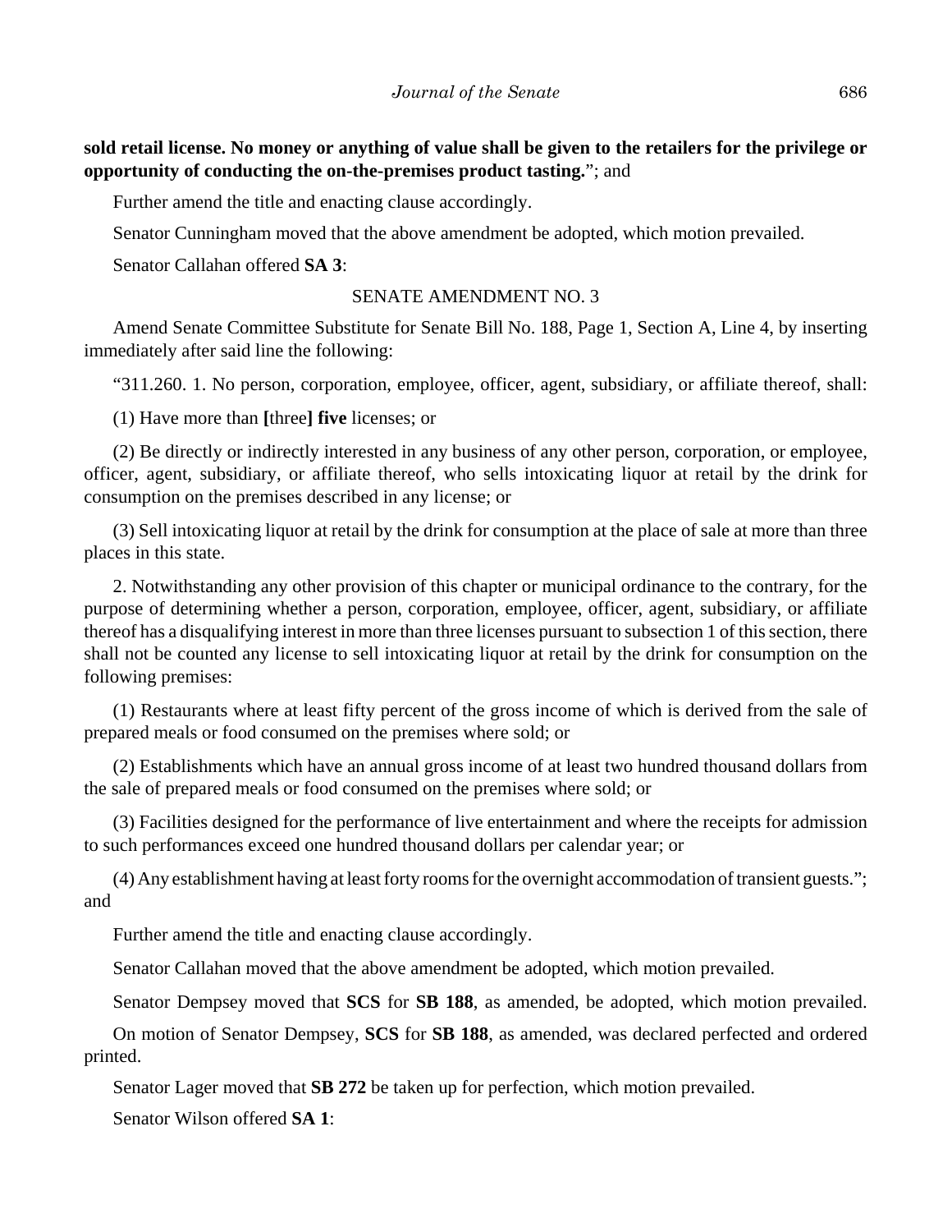**sold retail license. No money or anything of value shall be given to the retailers for the privilege or opportunity of conducting the on-the-premises product tasting.**"; and

Further amend the title and enacting clause accordingly.

Senator Cunningham moved that the above amendment be adopted, which motion prevailed.

Senator Callahan offered **SA 3**:

SENATE AMENDMENT NO. 3

Amend Senate Committee Substitute for Senate Bill No. 188, Page 1, Section A, Line 4, by inserting immediately after said line the following:

"311.260. 1. No person, corporation, employee, officer, agent, subsidiary, or affiliate thereof, shall:

(1) Have more than **[**three**] five** licenses; or

(2) Be directly or indirectly interested in any business of any other person, corporation, or employee, officer, agent, subsidiary, or affiliate thereof, who sells intoxicating liquor at retail by the drink for consumption on the premises described in any license; or

(3) Sell intoxicating liquor at retail by the drink for consumption at the place of sale at more than three places in this state.

2. Notwithstanding any other provision of this chapter or municipal ordinance to the contrary, for the purpose of determining whether a person, corporation, employee, officer, agent, subsidiary, or affiliate thereof has a disqualifying interest in more than three licenses pursuant to subsection 1 of this section, there shall not be counted any license to sell intoxicating liquor at retail by the drink for consumption on the following premises:

(1) Restaurants where at least fifty percent of the gross income of which is derived from the sale of prepared meals or food consumed on the premises where sold; or

(2) Establishments which have an annual gross income of at least two hundred thousand dollars from the sale of prepared meals or food consumed on the premises where sold; or

(3) Facilities designed for the performance of live entertainment and where the receipts for admission to such performances exceed one hundred thousand dollars per calendar year; or

(4) Any establishment having at least forty rooms for the overnight accommodation of transient guests."; and

Further amend the title and enacting clause accordingly.

Senator Callahan moved that the above amendment be adopted, which motion prevailed.

Senator Dempsey moved that **SCS** for **SB 188**, as amended, be adopted, which motion prevailed.

On motion of Senator Dempsey, **SCS** for **SB 188**, as amended, was declared perfected and ordered printed.

Senator Lager moved that **SB 272** be taken up for perfection, which motion prevailed.

Senator Wilson offered **SA 1**: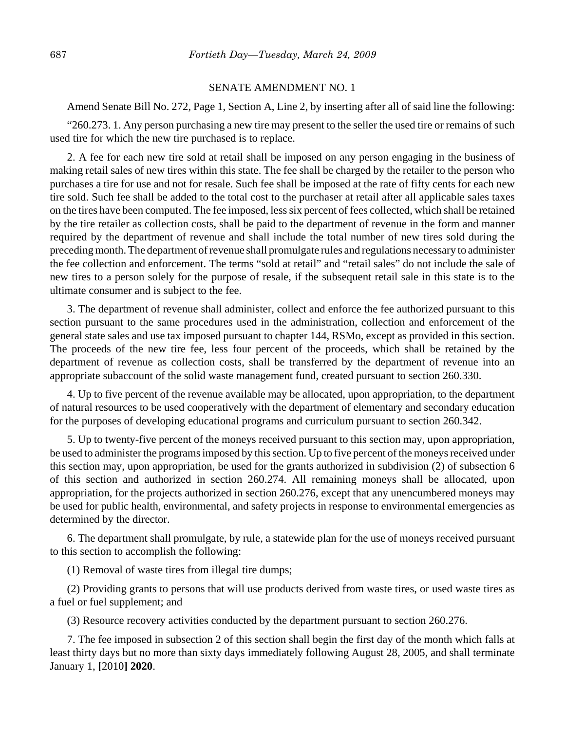SENATE AMENDMENT NO. 1

Amend Senate Bill No. 272, Page 1, Section A, Line 2, by inserting after all of said line the following:

"260.273. 1. Any person purchasing a new tire may present to the seller the used tire or remains of such used tire for which the new tire purchased is to replace.

2. A fee for each new tire sold at retail shall be imposed on any person engaging in the business of making retail sales of new tires within this state. The fee shall be charged by the retailer to the person who purchases a tire for use and not for resale. Such fee shall be imposed at the rate of fifty cents for each new tire sold. Such fee shall be added to the total cost to the purchaser at retail after all applicable sales taxes on the tires have been computed. The fee imposed, less six percent of fees collected, which shall be retained by the tire retailer as collection costs, shall be paid to the department of revenue in the form and manner required by the department of revenue and shall include the total number of new tires sold during the preceding month. The department of revenue shall promulgate rules and regulations necessary to administer the fee collection and enforcement. The terms "sold at retail" and "retail sales" do not include the sale of new tires to a person solely for the purpose of resale, if the subsequent retail sale in this state is to the ultimate consumer and is subject to the fee.

3. The department of revenue shall administer, collect and enforce the fee authorized pursuant to this section pursuant to the same procedures used in the administration, collection and enforcement of the general state sales and use tax imposed pursuant to chapter 144, RSMo, except as provided in this section. The proceeds of the new tire fee, less four percent of the proceeds, which shall be retained by the department of revenue as collection costs, shall be transferred by the department of revenue into an appropriate subaccount of the solid waste management fund, created pursuant to section 260.330.

4. Up to five percent of the revenue available may be allocated, upon appropriation, to the department of natural resources to be used cooperatively with the department of elementary and secondary education for the purposes of developing educational programs and curriculum pursuant to section 260.342.

5. Up to twenty-five percent of the moneys received pursuant to this section may, upon appropriation, be used to administer the programs imposed by this section. Up to five percent of the moneys received under this section may, upon appropriation, be used for the grants authorized in subdivision (2) of subsection 6 of this section and authorized in section 260.274. All remaining moneys shall be allocated, upon appropriation, for the projects authorized in section 260.276, except that any unencumbered moneys may be used for public health, environmental, and safety projects in response to environmental emergencies as determined by the director.

6. The department shall promulgate, by rule, a statewide plan for the use of moneys received pursuant to this section to accomplish the following:

(1) Removal of waste tires from illegal tire dumps;

(2) Providing grants to persons that will use products derived from waste tires, or used waste tires as a fuel or fuel supplement; and

(3) Resource recovery activities conducted by the department pursuant to section 260.276.

7. The fee imposed in subsection 2 of this section shall begin the first day of the month which falls at least thirty days but no more than sixty days immediately following August 28, 2005, and shall terminate January 1, **[**2010**] 2020**.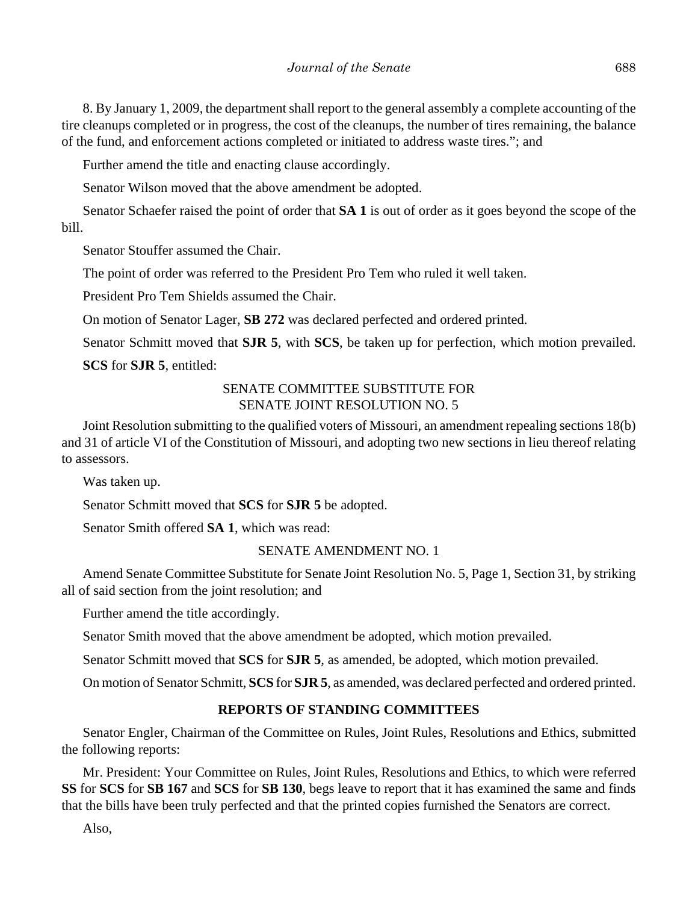8. By January 1, 2009, the department shall report to the general assembly a complete accounting of the tire cleanups completed or in progress, the cost of the cleanups, the number of tires remaining, the balance of the fund, and enforcement actions completed or initiated to address waste tires."; and

Further amend the title and enacting clause accordingly.

Senator Wilson moved that the above amendment be adopted.

Senator Schaefer raised the point of order that **SA 1** is out of order as it goes beyond the scope of the bill.

Senator Stouffer assumed the Chair.

The point of order was referred to the President Pro Tem who ruled it well taken.

President Pro Tem Shields assumed the Chair.

On motion of Senator Lager, **SB 272** was declared perfected and ordered printed.

Senator Schmitt moved that **SJR 5**, with **SCS**, be taken up for perfection, which motion prevailed.

**SCS** for **SJR 5**, entitled:

SENATE COMMITTEE SUBSTITUTE FOR
SENATE JOINT RESOLUTION NO. 5

Joint Resolution submitting to the qualified voters of Missouri, an amendment repealing sections 18(b) and 31 of article VI of the Constitution of Missouri, and adopting two new sections in lieu thereof relating to assessors.

Was taken up.

Senator Schmitt moved that **SCS** for **SJR 5** be adopted.

Senator Smith offered **SA 1**, which was read:

SENATE AMENDMENT NO. 1

Amend Senate Committee Substitute for Senate Joint Resolution No. 5, Page 1, Section 31, by striking all of said section from the joint resolution; and

Further amend the title accordingly.

Senator Smith moved that the above amendment be adopted, which motion prevailed.

Senator Schmitt moved that **SCS** for **SJR 5**, as amended, be adopted, which motion prevailed.

On motion of Senator Schmitt, **SCS** for **SJR 5**, as amended, was declared perfected and ordered printed.

## REPORTS OF STANDING COMMITTEES

Senator Engler, Chairman of the Committee on Rules, Joint Rules, Resolutions and Ethics, submitted the following reports:

Mr. President: Your Committee on Rules, Joint Rules, Resolutions and Ethics, to which were referred **SS** for **SCS** for **SB 167** and **SCS** for **SB 130**, begs leave to report that it has examined the same and finds that the bills have been truly perfected and that the printed copies furnished the Senators are correct.

Also,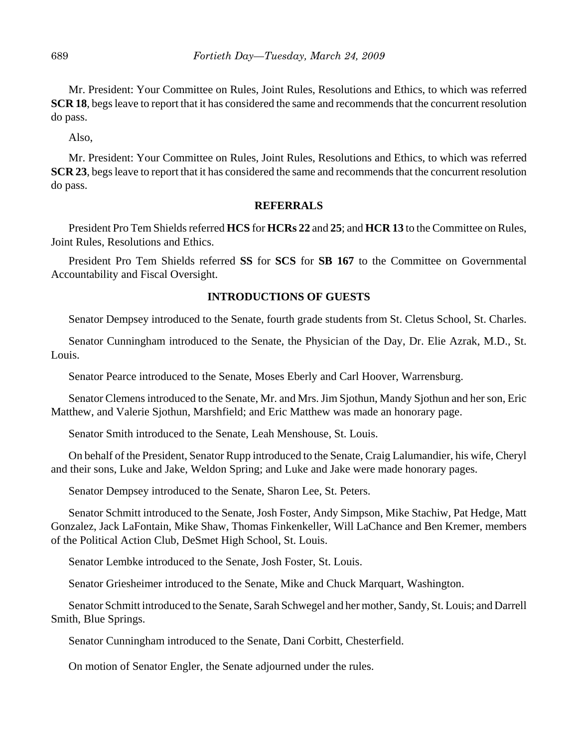Mr. President: Your Committee on Rules, Joint Rules, Resolutions and Ethics, to which was referred **SCR 18**, begs leave to report that it has considered the same and recommends that the concurrent resolution do pass.

Also,

Mr. President: Your Committee on Rules, Joint Rules, Resolutions and Ethics, to which was referred **SCR 23**, begs leave to report that it has considered the same and recommends that the concurrent resolution do pass.

## REFERRALS

President Pro Tem Shields referred **HCS** for **HCRs 22** and **25**; and **HCR 13** to the Committee on Rules, Joint Rules, Resolutions and Ethics.

President Pro Tem Shields referred **SS** for **SCS** for **SB 167** to the Committee on Governmental Accountability and Fiscal Oversight.

## INTRODUCTIONS OF GUESTS

Senator Dempsey introduced to the Senate, fourth grade students from St. Cletus School, St. Charles.

Senator Cunningham introduced to the Senate, the Physician of the Day, Dr. Elie Azrak, M.D., St. Louis.

Senator Pearce introduced to the Senate, Moses Eberly and Carl Hoover, Warrensburg.

Senator Clemens introduced to the Senate, Mr. and Mrs. Jim Sjothun, Mandy Sjothun and her son, Eric Matthew, and Valerie Sjothun, Marshfield; and Eric Matthew was made an honorary page.

Senator Smith introduced to the Senate, Leah Menshouse, St. Louis.

On behalf of the President, Senator Rupp introduced to the Senate, Craig Lalumandier, his wife, Cheryl and their sons, Luke and Jake, Weldon Spring; and Luke and Jake were made honorary pages.

Senator Dempsey introduced to the Senate, Sharon Lee, St. Peters.

Senator Schmitt introduced to the Senate, Josh Foster, Andy Simpson, Mike Stachiw, Pat Hedge, Matt Gonzalez, Jack LaFontain, Mike Shaw, Thomas Finkenkeller, Will LaChance and Ben Kremer, members of the Political Action Club, DeSmet High School, St. Louis.

Senator Lembke introduced to the Senate, Josh Foster, St. Louis.

Senator Griesheimer introduced to the Senate, Mike and Chuck Marquart, Washington.

Senator Schmitt introduced to the Senate, Sarah Schwegel and her mother, Sandy, St. Louis; and Darrell Smith, Blue Springs.

Senator Cunningham introduced to the Senate, Dani Corbitt, Chesterfield.

On motion of Senator Engler, the Senate adjourned under the rules.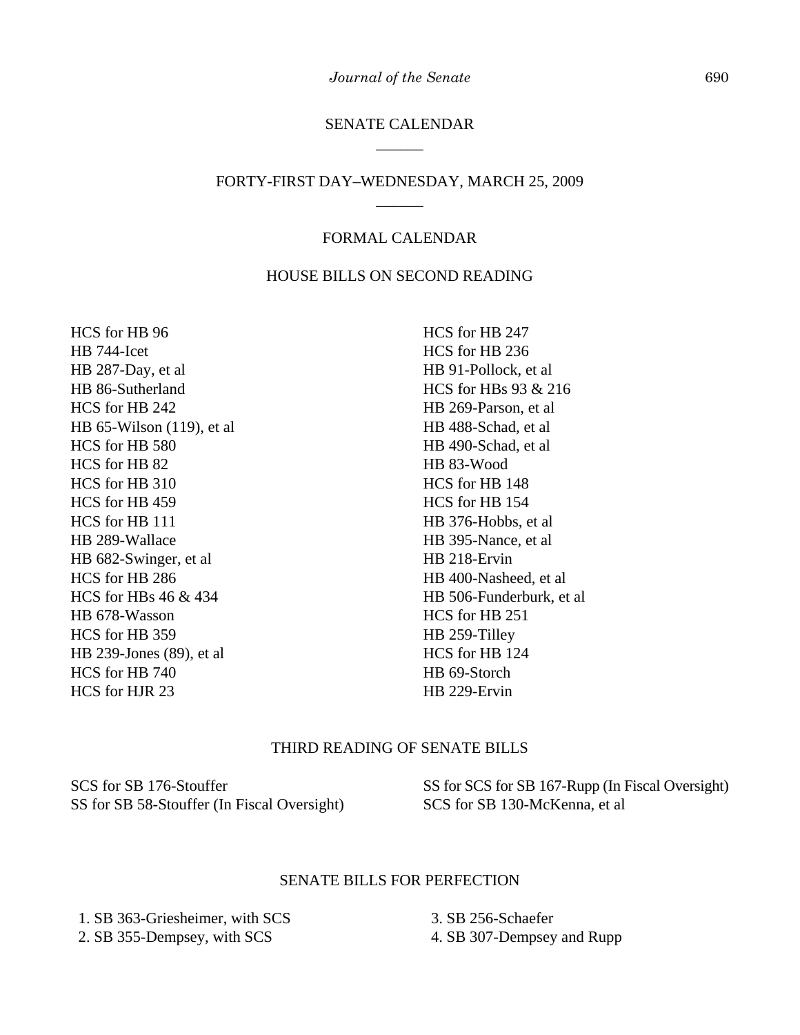## SENATE CALENDAR

______

## FORTY-FIRST DAY–WEDNESDAY, MARCH 25, 2009

______

### FORMAL CALENDAR

### HOUSE BILLS ON SECOND READING

HCS for HB 96
HB 744-Icet
HB 287-Day, et al
HB 86-Sutherland
HCS for HB 242
HB 65-Wilson (119), et al
HCS for HB 580
HCS for HB 82
HCS for HB 310
HCS for HB 459
HCS for HB 111
HB 289-Wallace
HB 682-Swinger, et al
HCS for HB 286
HCS for HBs 46 & 434
HB 678-Wasson
HCS for HB 359
HB 239-Jones (89), et al
HCS for HB 740
HCS for HJR 23
HCS for HB 247
HCS for HB 236
HB 91-Pollock, et al
HCS for HBs 93 & 216
HB 269-Parson, et al
HB 488-Schad, et al
HB 490-Schad, et al
HB 83-Wood
HCS for HB 148
HCS for HB 154
HB 376-Hobbs, et al
HB 395-Nance, et al
HB 218-Ervin
HB 400-Nasheed, et al
HB 506-Funderburk, et al
HCS for HB 251
HB 259-Tilley
HCS for HB 124
HB 69-Storch
HB 229-Ervin

### THIRD READING OF SENATE BILLS

SCS for SB 176-Stouffer
SS for SB 58-Stouffer (In Fiscal Oversight)
SS for SCS for SB 167-Rupp (In Fiscal Oversight)
SCS for SB 130-McKenna, et al

### SENATE BILLS FOR PERFECTION

1. SB 363-Griesheimer, with SCS
2. SB 355-Dempsey, with SCS
3. SB 256-Schaefer
4. SB 307-Dempsey and Rupp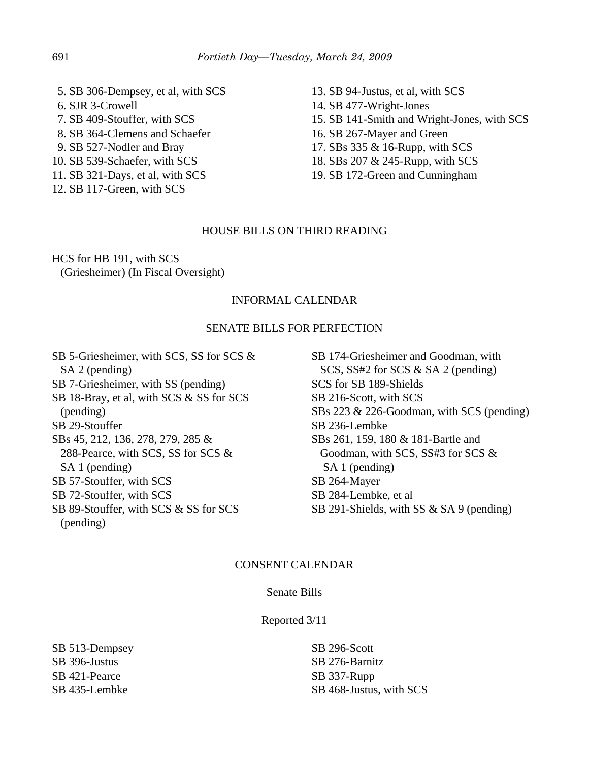5. SB 306-Dempsey, et al, with SCS
6. SJR 3-Crowell
7. SB 409-Stouffer, with SCS
8. SB 364-Clemens and Schaefer
9. SB 527-Nodler and Bray
10. SB 539-Schaefer, with SCS
11. SB 321-Days, et al, with SCS
12. SB 117-Green, with SCS
13. SB 94-Justus, et al, with SCS
14. SB 477-Wright-Jones
15. SB 141-Smith and Wright-Jones, with SCS
16. SB 267-Mayer and Green
17. SBs 335 & 16-Rupp, with SCS
18. SBs 207 & 245-Rupp, with SCS
19. SB 172-Green and Cunningham

## HOUSE BILLS ON THIRD READING

HCS for HB 191, with SCS
(Griesheimer) (In Fiscal Oversight)

## INFORMAL CALENDAR

## SENATE BILLS FOR PERFECTION

SB 5-Griesheimer, with SCS, SS for SCS & SA 2 (pending)
SB 7-Griesheimer, with SS (pending)
SB 18-Bray, et al, with SCS & SS for SCS (pending)
SB 29-Stouffer
SBs 45, 212, 136, 278, 279, 285 & 288-Pearce, with SCS, SS for SCS & SA 1 (pending)
SB 57-Stouffer, with SCS
SB 72-Stouffer, with SCS
SB 89-Stouffer, with SCS & SS for SCS (pending)
SB 174-Griesheimer and Goodman, with SCS, SS#2 for SCS & SA 2 (pending)
SCS for SB 189-Shields
SB 216-Scott, with SCS
SBs 223 & 226-Goodman, with SCS (pending)
SB 236-Lembke
SBs 261, 159, 180 & 181-Bartle and Goodman, with SCS, SS#3 for SCS & SA 1 (pending)
SB 264-Mayer
SB 284-Lembke, et al
SB 291-Shields, with SS & SA 9 (pending)

## CONSENT CALENDAR

### Senate Bills

Reported 3/11

SB 513-Dempsey
SB 396-Justus
SB 421-Pearce
SB 435-Lembke
SB 296-Scott
SB 276-Barnitz
SB 337-Rupp
SB 468-Justus, with SCS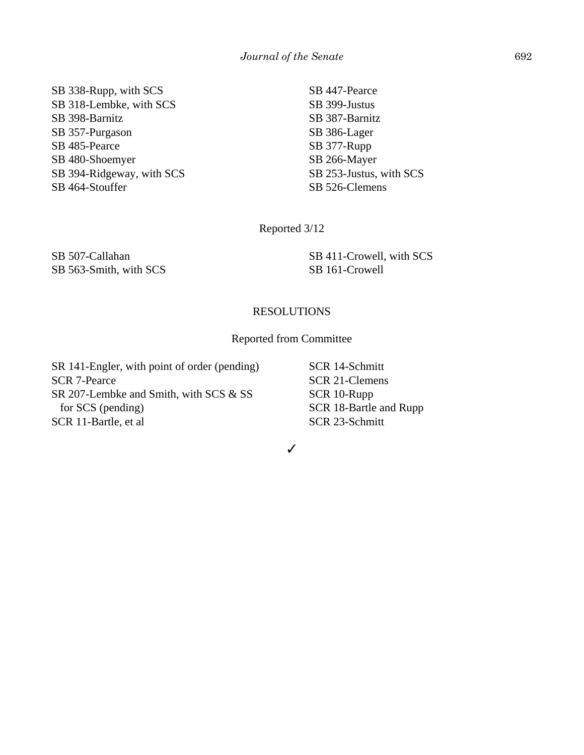SB 338-Rupp, with SCS
SB 318-Lembke, with SCS
SB 398-Barnitz
SB 357-Purgason
SB 485-Pearce
SB 480-Shoemyer
SB 394-Ridgeway, with SCS
SB 464-Stouffer
SB 447-Pearce
SB 399-Justus
SB 387-Barnitz
SB 386-Lager
SB 377-Rupp
SB 266-Mayer
SB 253-Justus, with SCS
SB 526-Clemens

Reported 3/12

SB 507-Callahan
SB 563-Smith, with SCS
SB 411-Crowell, with SCS
SB 161-Crowell

RESOLUTIONS

Reported from Committee

SR 141-Engler, with point of order (pending)
SCR 7-Pearce
SR 207-Lembke and Smith, with SCS & SS for SCS (pending)
SCR 11-Bartle, et al
SCR 14-Schmitt
SCR 21-Clemens
SCR 10-Rupp
SCR 18-Bartle and Rupp
SCR 23-Schmitt

✓